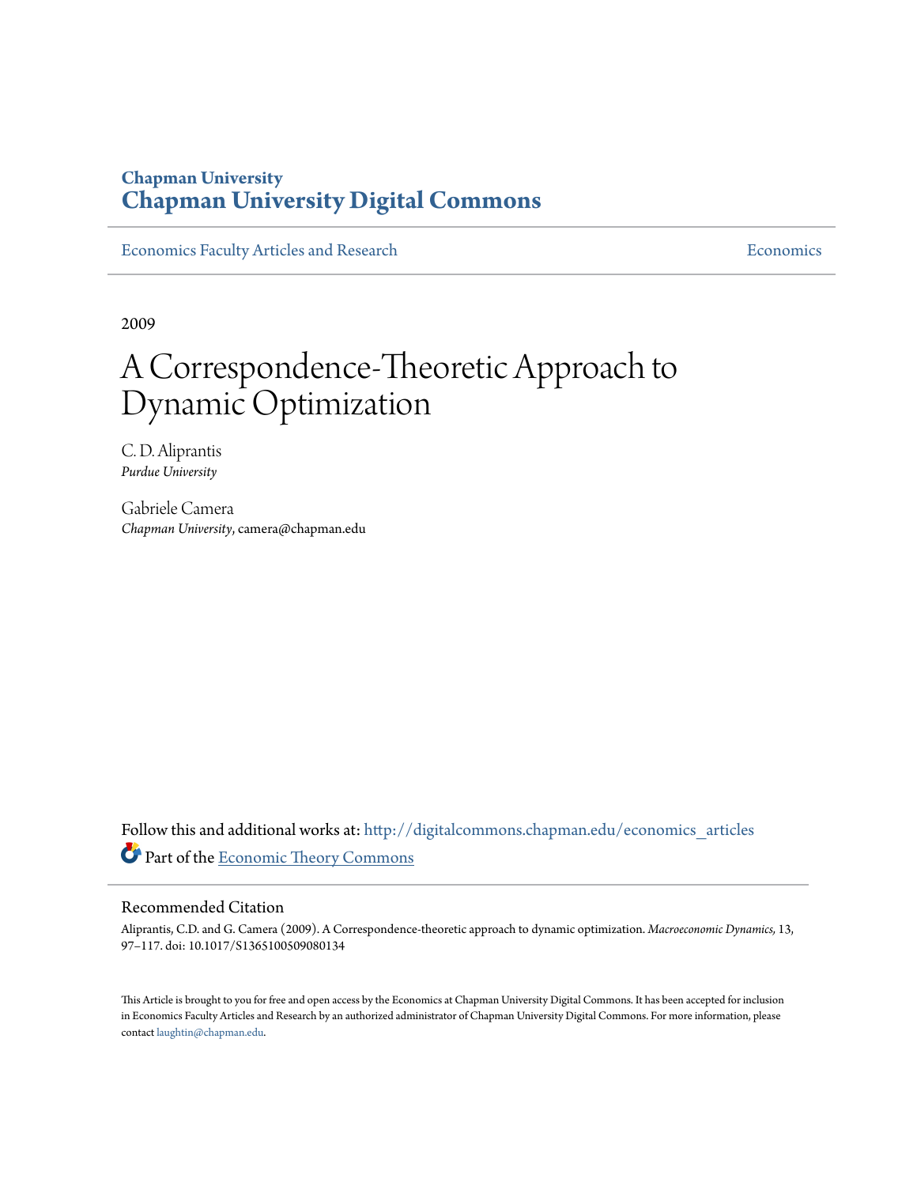**Chapman University**
**Chapman University Digital Commons**

Economics Faculty Articles and Research | Economics

2009

# A Correspondence-Theoretic Approach to Dynamic Optimization

C. D. Aliprantis
*Purdue University*

Gabriele Camera
*Chapman University*, camera@chapman.edu

Follow this and additional works at: http://digitalcommons.chapman.edu/economics_articles

Part of the Economic Theory Commons

## Recommended Citation

Aliprantis, C.D. and G. Camera (2009). A Correspondence-theoretic approach to dynamic optimization. *Macroeconomic Dynamics,* 13, 97–117. doi: 10.1017/S1365100509080134

This Article is brought to you for free and open access by the Economics at Chapman University Digital Commons. It has been accepted for inclusion in Economics Faculty Articles and Research by an authorized administrator of Chapman University Digital Commons. For more information, please contact laughtin@chapman.edu.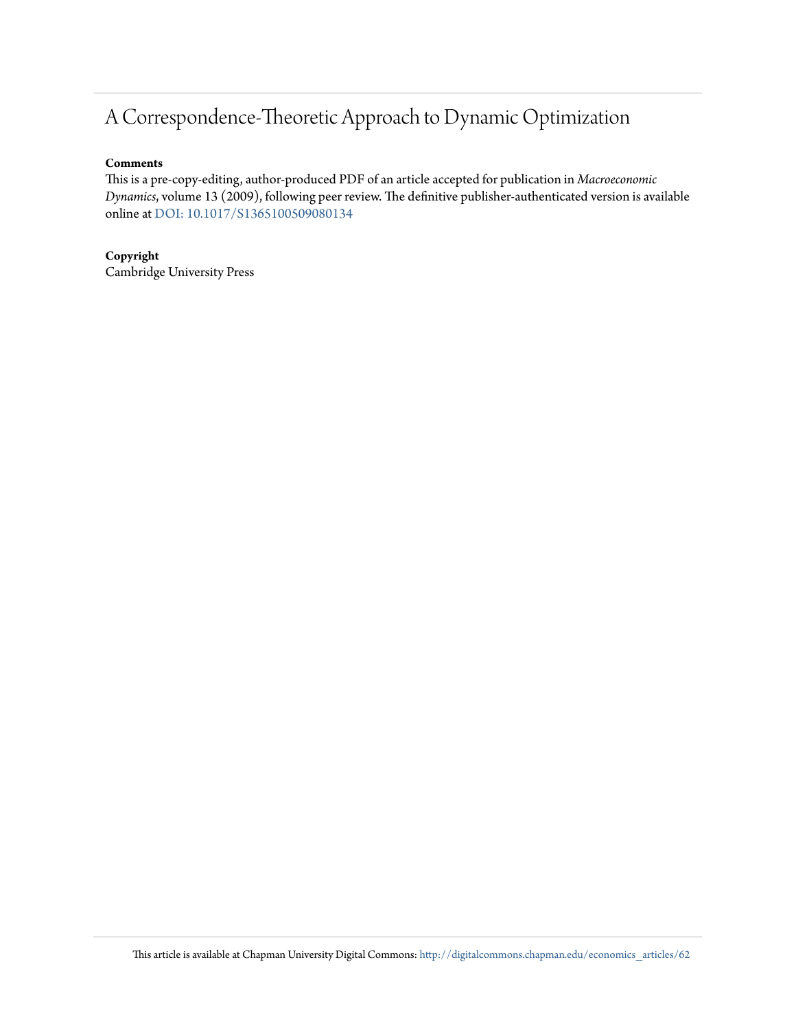# A Correspondence-Theoretic Approach to Dynamic Optimization

**Comments**

This is a pre-copy-editing, author-produced PDF of an article accepted for publication in *Macroeconomic Dynamics*, volume 13 (2009), following peer review. The definitive publisher-authenticated version is available online at DOI: 10.1017/S1365100509080134

**Copyright**

Cambridge University Press

This article is available at Chapman University Digital Commons: http://digitalcommons.chapman.edu/economics_articles/62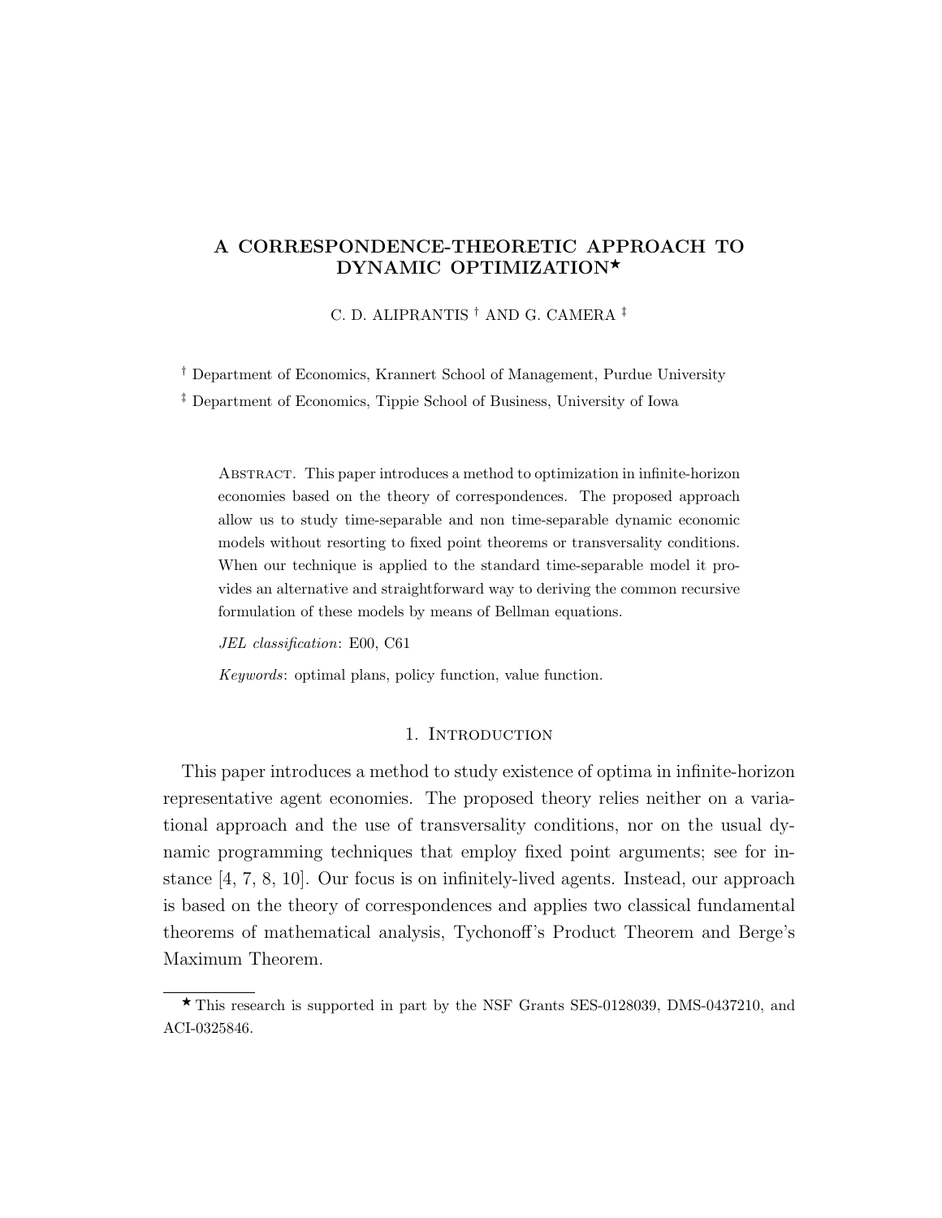# A CORRESPONDENCE-THEORETIC APPROACH TO DYNAMIC OPTIMIZATION★

C. D. ALIPRANTIS † AND G. CAMERA ‡

† Department of Economics, Krannert School of Management, Purdue University

‡ Department of Economics, Tippie School of Business, University of Iowa

Abstract. This paper introduces a method to optimization in infinite-horizon economies based on the theory of correspondences. The proposed approach allow us to study time-separable and non time-separable dynamic economic models without resorting to fixed point theorems or transversality conditions. When our technique is applied to the standard time-separable model it provides an alternative and straightforward way to deriving the common recursive formulation of these models by means of Bellman equations.

*JEL classification*: E00, C61

*Keywords*: optimal plans, policy function, value function.

## 1. Introduction

This paper introduces a method to study existence of optima in infinite-horizon representative agent economies. The proposed theory relies neither on a variational approach and the use of transversality conditions, nor on the usual dynamic programming techniques that employ fixed point arguments; see for instance [4, 7, 8, 10]. Our focus is on infinitely-lived agents. Instead, our approach is based on the theory of correspondences and applies two classical fundamental theorems of mathematical analysis, Tychonoff's Product Theorem and Berge's Maximum Theorem.

★ This research is supported in part by the NSF Grants SES-0128039, DMS-0437210, and ACI-0325846.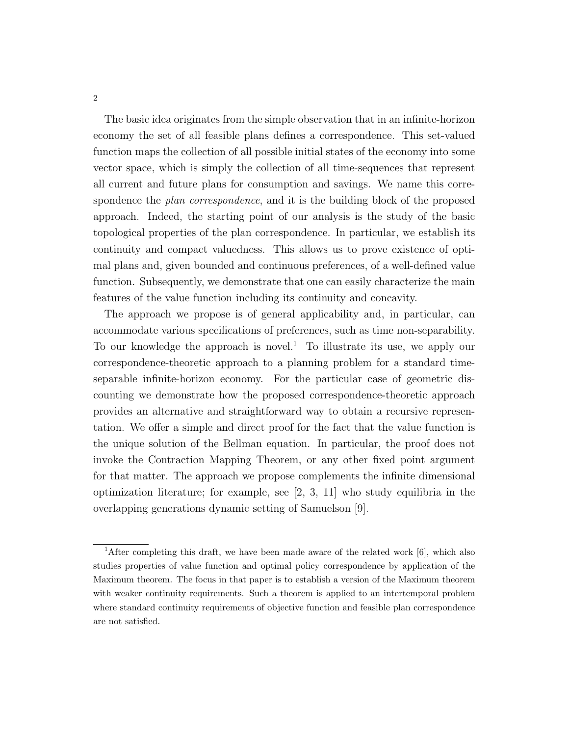The basic idea originates from the simple observation that in an infinite-horizon economy the set of all feasible plans defines a correspondence. This set-valued function maps the collection of all possible initial states of the economy into some vector space, which is simply the collection of all time-sequences that represent all current and future plans for consumption and savings. We name this correspondence the *plan correspondence*, and it is the building block of the proposed approach. Indeed, the starting point of our analysis is the study of the basic topological properties of the plan correspondence. In particular, we establish its continuity and compact valuedness. This allows us to prove existence of optimal plans and, given bounded and continuous preferences, of a well-defined value function. Subsequently, we demonstrate that one can easily characterize the main features of the value function including its continuity and concavity.

The approach we propose is of general applicability and, in particular, can accommodate various specifications of preferences, such as time non-separability. To our knowledge the approach is novel.[1] To illustrate its use, we apply our correspondence-theoretic approach to a planning problem for a standard time-separable infinite-horizon economy. For the particular case of geometric discounting we demonstrate how the proposed correspondence-theoretic approach provides an alternative and straightforward way to obtain a recursive representation. We offer a simple and direct proof for the fact that the value function is the unique solution of the Bellman equation. In particular, the proof does not invoke the Contraction Mapping Theorem, or any other fixed point argument for that matter. The approach we propose complements the infinite dimensional optimization literature; for example, see [2, 3, 11] who study equilibria in the overlapping generations dynamic setting of Samuelson [9].

[1] After completing this draft, we have been made aware of the related work [6], which also studies properties of value function and optimal policy correspondence by application of the Maximum theorem. The focus in that paper is to establish a version of the Maximum theorem with weaker continuity requirements. Such a theorem is applied to an intertemporal problem where standard continuity requirements of objective function and feasible plan correspondence are not satisfied.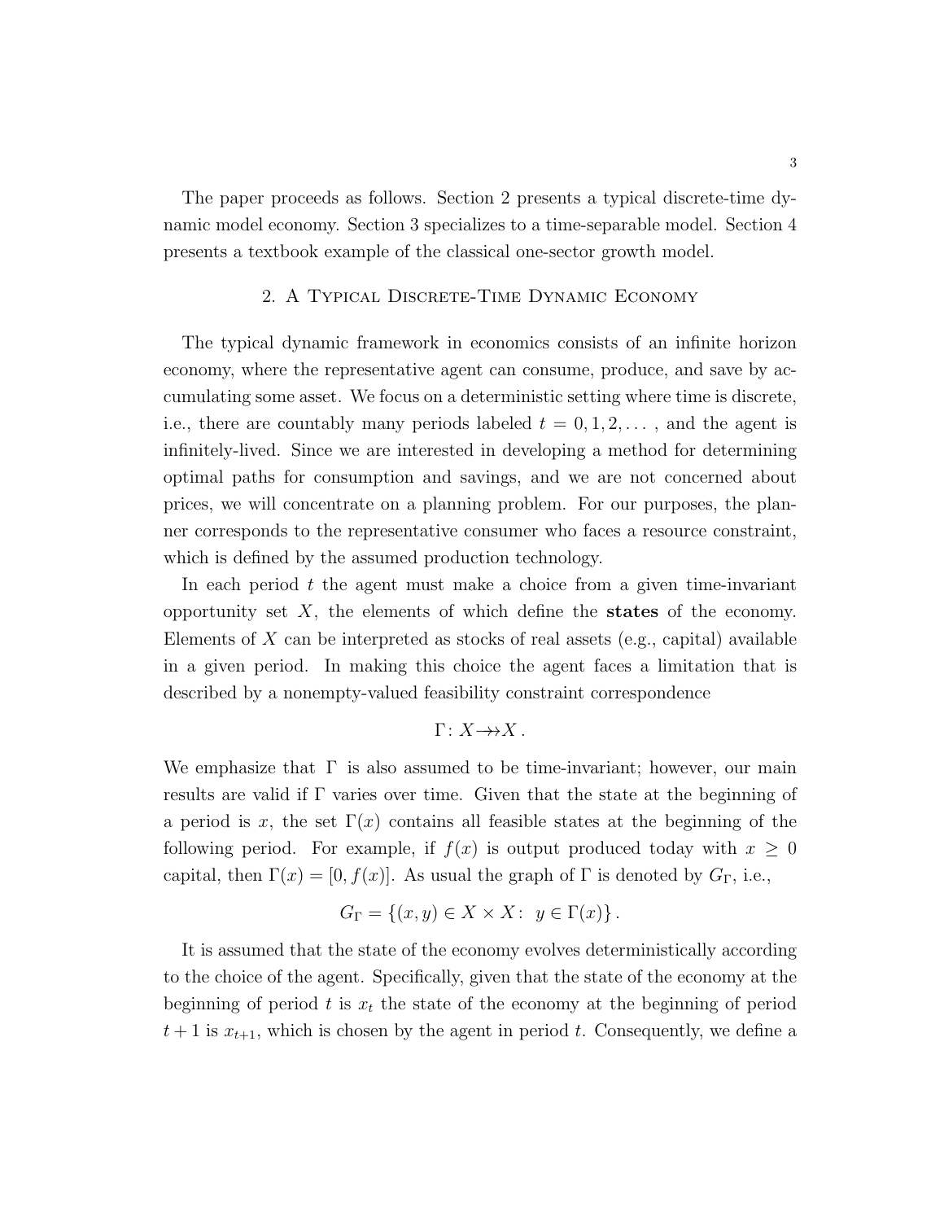The paper proceeds as follows. Section 2 presents a typical discrete-time dynamic model economy. Section 3 specializes to a time-separable model. Section 4 presents a textbook example of the classical one-sector growth model.

## 2. A Typical Discrete-Time Dynamic Economy

The typical dynamic framework in economics consists of an infinite horizon economy, where the representative agent can consume, produce, and save by accumulating some asset. We focus on a deterministic setting where time is discrete, i.e., there are countably many periods labeled $t = 0, 1, 2, \dots$ , and the agent is infinitely-lived. Since we are interested in developing a method for determining optimal paths for consumption and savings, and we are not concerned about prices, we will concentrate on a planning problem. For our purposes, the planner corresponds to the representative consumer who faces a resource constraint, which is defined by the assumed production technology.

In each period $t$ the agent must make a choice from a given time-invariant opportunity set $X$, the elements of which define the **states** of the economy. Elements of $X$ can be interpreted as stocks of real assets (e.g., capital) available in a given period. In making this choice the agent faces a limitation that is described by a nonempty-valued feasibility constraint correspondence

$$\Gamma \colon X \twoheadrightarrow X \, .$$

We emphasize that $\Gamma$ is also assumed to be time-invariant; however, our main results are valid if $\Gamma$ varies over time. Given that the state at the beginning of a period is $x$, the set $\Gamma(x)$ contains all feasible states at the beginning of the following period. For example, if $f(x)$ is output produced today with $x \geq 0$ capital, then $\Gamma(x) = [0, f(x)]$. As usual the graph of $\Gamma$ is denoted by $G_\Gamma$, i.e.,

$$G_\Gamma = \{(x, y) \in X \times X \colon \; y \in \Gamma(x)\} \, .$$

It is assumed that the state of the economy evolves deterministically according to the choice of the agent. Specifically, given that the state of the economy at the beginning of period $t$ is $x_t$ the state of the economy at the beginning of period $t+1$ is $x_{t+1}$, which is chosen by the agent in period $t$. Consequently, we define a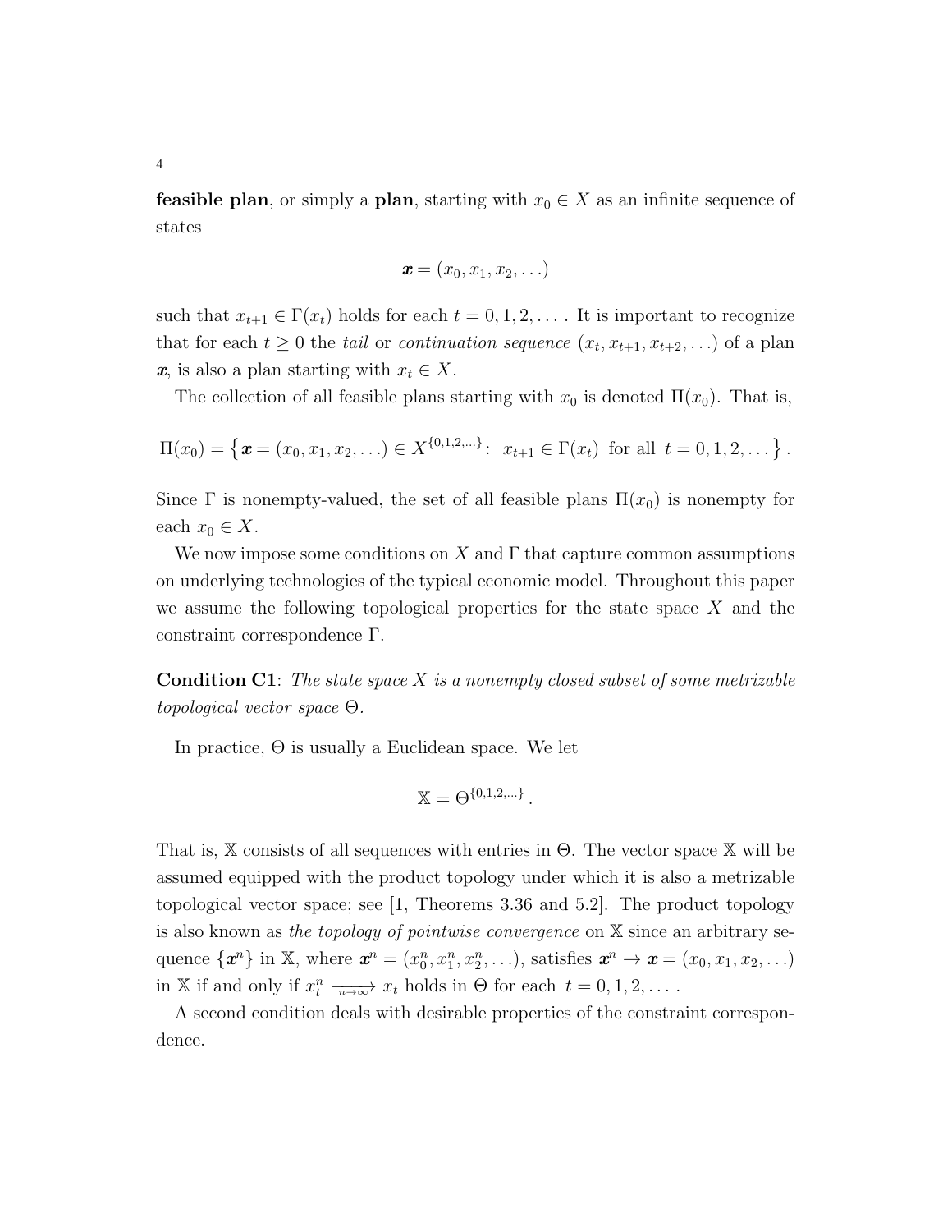**feasible plan**, or simply a **plan**, starting with $x_0 \in X$ as an infinite sequence of states

$$\boldsymbol{x} = (x_0, x_1, x_2, \ldots)$$

such that $x_{t+1} \in \Gamma(x_t)$ holds for each $t = 0, 1, 2, \ldots$. It is important to recognize that for each $t \geq 0$ the *tail* or *continuation sequence* $(x_t, x_{t+1}, x_{t+2}, \ldots)$ of a plan $\boldsymbol{x}$, is also a plan starting with $x_t \in X$.

The collection of all feasible plans starting with $x_0$ is denoted $\Pi(x_0)$. That is,

$$\Pi(x_0) = \left\{ \boldsymbol{x} = (x_0, x_1, x_2, \ldots) \in X^{\{0,1,2,\ldots\}} \colon \; x_{t+1} \in \Gamma(x_t) \text{ for all } t = 0, 1, 2, \ldots \right\}.$$

Since $\Gamma$ is nonempty-valued, the set of all feasible plans $\Pi(x_0)$ is nonempty for each $x_0 \in X$.

We now impose some conditions on $X$ and $\Gamma$ that capture common assumptions on underlying technologies of the typical economic model. Throughout this paper we assume the following topological properties for the state space $X$ and the constraint correspondence $\Gamma$.

**Condition C1**: *The state space $X$ is a nonempty closed subset of some metrizable topological vector space $\Theta$.*

In practice, $\Theta$ is usually a Euclidean space. We let

$$\mathbb{X} = \Theta^{\{0,1,2,\ldots\}}.$$

That is, $\mathbb{X}$ consists of all sequences with entries in $\Theta$. The vector space $\mathbb{X}$ will be assumed equipped with the product topology under which it is also a metrizable topological vector space; see [1, Theorems 3.36 and 5.2]. The product topology is also known as *the topology of pointwise convergence* on $\mathbb{X}$ since an arbitrary sequence $\{\boldsymbol{x}^n\}$ in $\mathbb{X}$, where $\boldsymbol{x}^n = (x_0^n, x_1^n, x_2^n, \ldots)$, satisfies $\boldsymbol{x}^n \to \boldsymbol{x} = (x_0, x_1, x_2, \ldots)$ in $\mathbb{X}$ if and only if $x_t^n \xrightarrow[n \to \infty]{} x_t$ holds in $\Theta$ for each $t = 0, 1, 2, \ldots$.

A second condition deals with desirable properties of the constraint correspondence.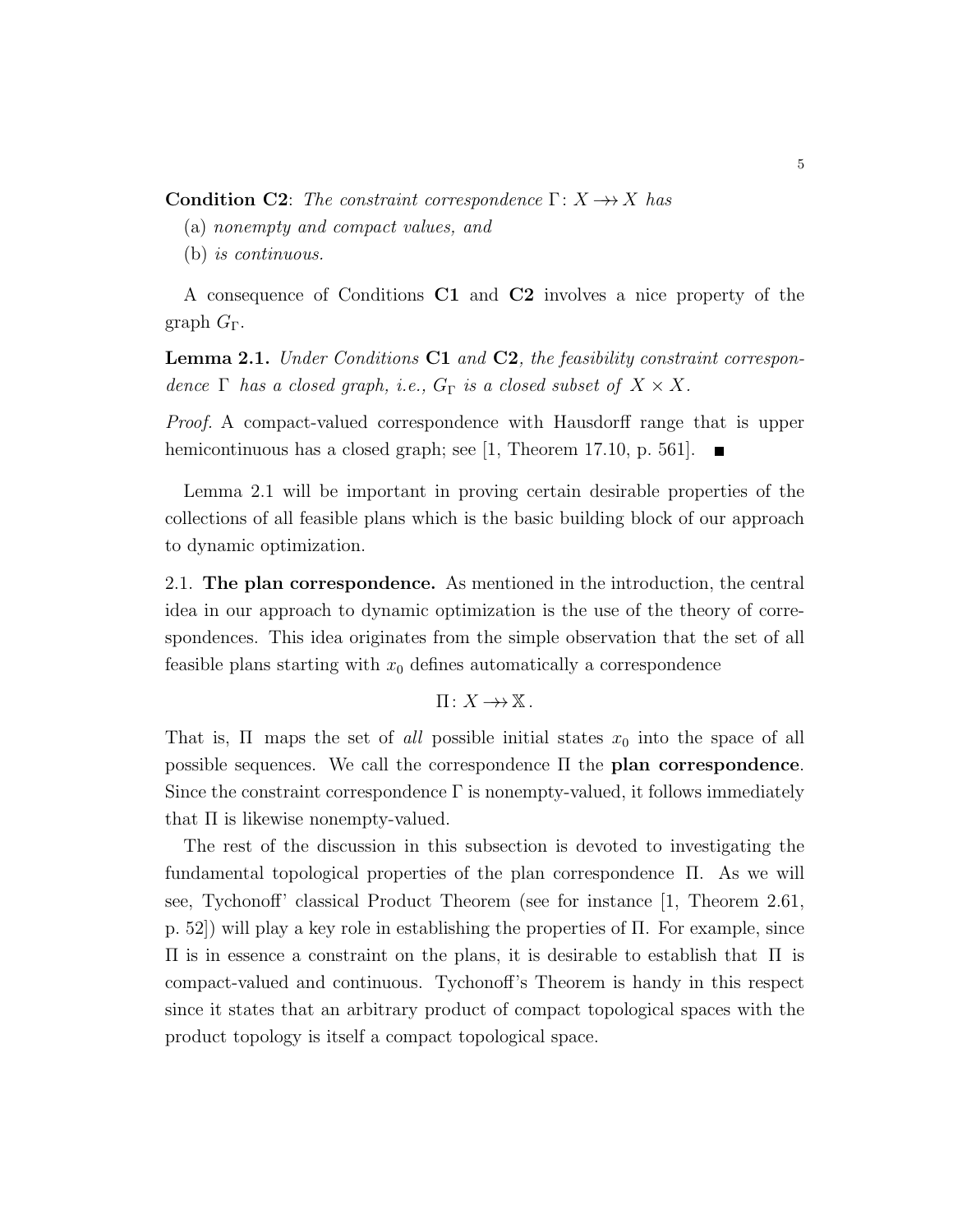**Condition C2**: *The constraint correspondence* $\Gamma\colon X \twoheadrightarrow X$ *has*

(a) *nonempty and compact values, and*

(b) *is continuous.*

A consequence of Conditions **C1** and **C2** involves a nice property of the graph $G_\Gamma$.

**Lemma 2.1.** *Under Conditions* **C1** *and* **C2***, the feasibility constraint correspondence* $\Gamma$ *has a closed graph, i.e.,* $G_\Gamma$ *is a closed subset of* $X \times X$.

*Proof.* A compact-valued correspondence with Hausdorff range that is upper hemicontinuous has a closed graph; see [1, Theorem 17.10, p. 561]. ■

Lemma 2.1 will be important in proving certain desirable properties of the collections of all feasible plans which is the basic building block of our approach to dynamic optimization.

2.1. **The plan correspondence.** As mentioned in the introduction, the central idea in our approach to dynamic optimization is the use of the theory of correspondences. This idea originates from the simple observation that the set of all feasible plans starting with $x_0$ defines automatically a correspondence

$$\Pi\colon X \twoheadrightarrow \mathbb{X}\,.$$

That is, $\Pi$ maps the set of *all* possible initial states $x_0$ into the space of all possible sequences. We call the correspondence $\Pi$ the **plan correspondence**. Since the constraint correspondence $\Gamma$ is nonempty-valued, it follows immediately that $\Pi$ is likewise nonempty-valued.

The rest of the discussion in this subsection is devoted to investigating the fundamental topological properties of the plan correspondence $\Pi$. As we will see, Tychonoff' classical Product Theorem (see for instance [1, Theorem 2.61, p. 52]) will play a key role in establishing the properties of $\Pi$. For example, since $\Pi$ is in essence a constraint on the plans, it is desirable to establish that $\Pi$ is compact-valued and continuous. Tychonoff's Theorem is handy in this respect since it states that an arbitrary product of compact topological spaces with the product topology is itself a compact topological space.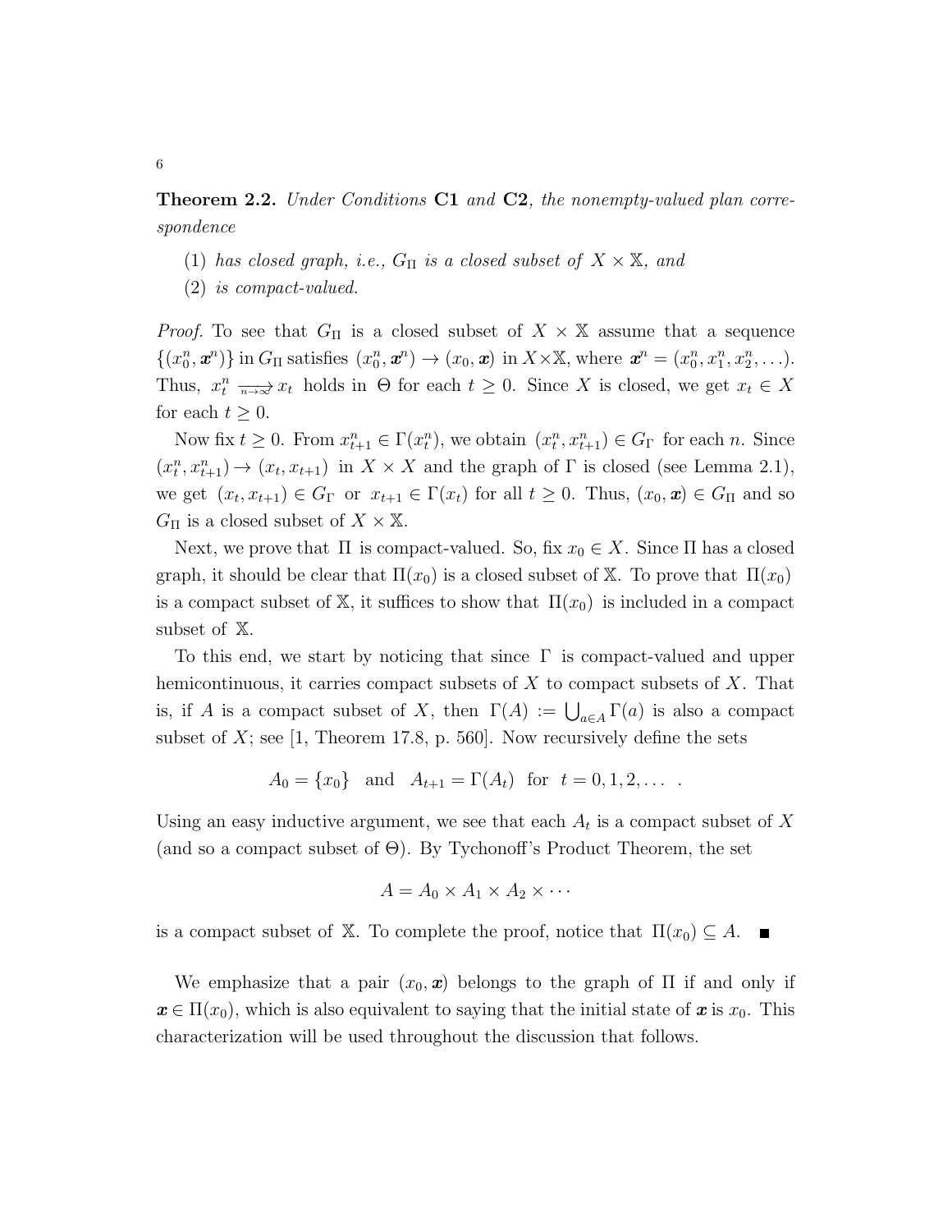**Theorem 2.2.** *Under Conditions* **C1** *and* **C2***, the nonempty-valued plan correspondence*

1. *has closed graph, i.e., $G_\Pi$ is a closed subset of $X \times \mathbb{X}$, and*
2. *is compact-valued.*

*Proof.* To see that $G_\Pi$ is a closed subset of $X \times \mathbb{X}$ assume that a sequence $\{(x_0^n, \boldsymbol{x}^n)\}$ in $G_\Pi$ satisfies $(x_0^n, \boldsymbol{x}^n) \to (x_0, \boldsymbol{x})$ in $X \times \mathbb{X}$, where $\boldsymbol{x}^n = (x_0^n, x_1^n, x_2^n, \ldots)$. Thus, $x_t^n \xrightarrow[n\to\infty]{} x_t$ holds in $\Theta$ for each $t \geq 0$. Since $X$ is closed, we get $x_t \in X$ for each $t \geq 0$.

Now fix $t \geq 0$. From $x_{t+1}^n \in \Gamma(x_t^n)$, we obtain $(x_t^n, x_{t+1}^n) \in G_\Gamma$ for each $n$. Since $(x_t^n, x_{t+1}^n) \to (x_t, x_{t+1})$ in $X \times X$ and the graph of $\Gamma$ is closed (see Lemma 2.1), we get $(x_t, x_{t+1}) \in G_\Gamma$ or $x_{t+1} \in \Gamma(x_t)$ for all $t \geq 0$. Thus, $(x_0, \boldsymbol{x}) \in G_\Pi$ and so $G_\Pi$ is a closed subset of $X \times \mathbb{X}$.

Next, we prove that $\Pi$ is compact-valued. So, fix $x_0 \in X$. Since $\Pi$ has a closed graph, it should be clear that $\Pi(x_0)$ is a closed subset of $\mathbb{X}$. To prove that $\Pi(x_0)$ is a compact subset of $\mathbb{X}$, it suffices to show that $\Pi(x_0)$ is included in a compact subset of $\mathbb{X}$.

To this end, we start by noticing that since $\Gamma$ is compact-valued and upper hemicontinuous, it carries compact subsets of $X$ to compact subsets of $X$. That is, if $A$ is a compact subset of $X$, then $\Gamma(A) := \bigcup_{a \in A} \Gamma(a)$ is also a compact subset of $X$; see [1, Theorem 17.8, p. 560]. Now recursively define the sets

$$A_0 = \{x_0\} \quad \text{and} \quad A_{t+1} = \Gamma(A_t) \quad \text{for} \quad t = 0, 1, 2, \ldots \ .$$

Using an easy inductive argument, we see that each $A_t$ is a compact subset of $X$ (and so a compact subset of $\Theta$). By Tychonoff's Product Theorem, the set

$$A = A_0 \times A_1 \times A_2 \times \cdots$$

is a compact subset of $\mathbb{X}$. To complete the proof, notice that $\Pi(x_0) \subseteq A$. ■

We emphasize that a pair $(x_0, \boldsymbol{x})$ belongs to the graph of $\Pi$ if and only if $\boldsymbol{x} \in \Pi(x_0)$, which is also equivalent to saying that the initial state of $\boldsymbol{x}$ is $x_0$. This characterization will be used throughout the discussion that follows.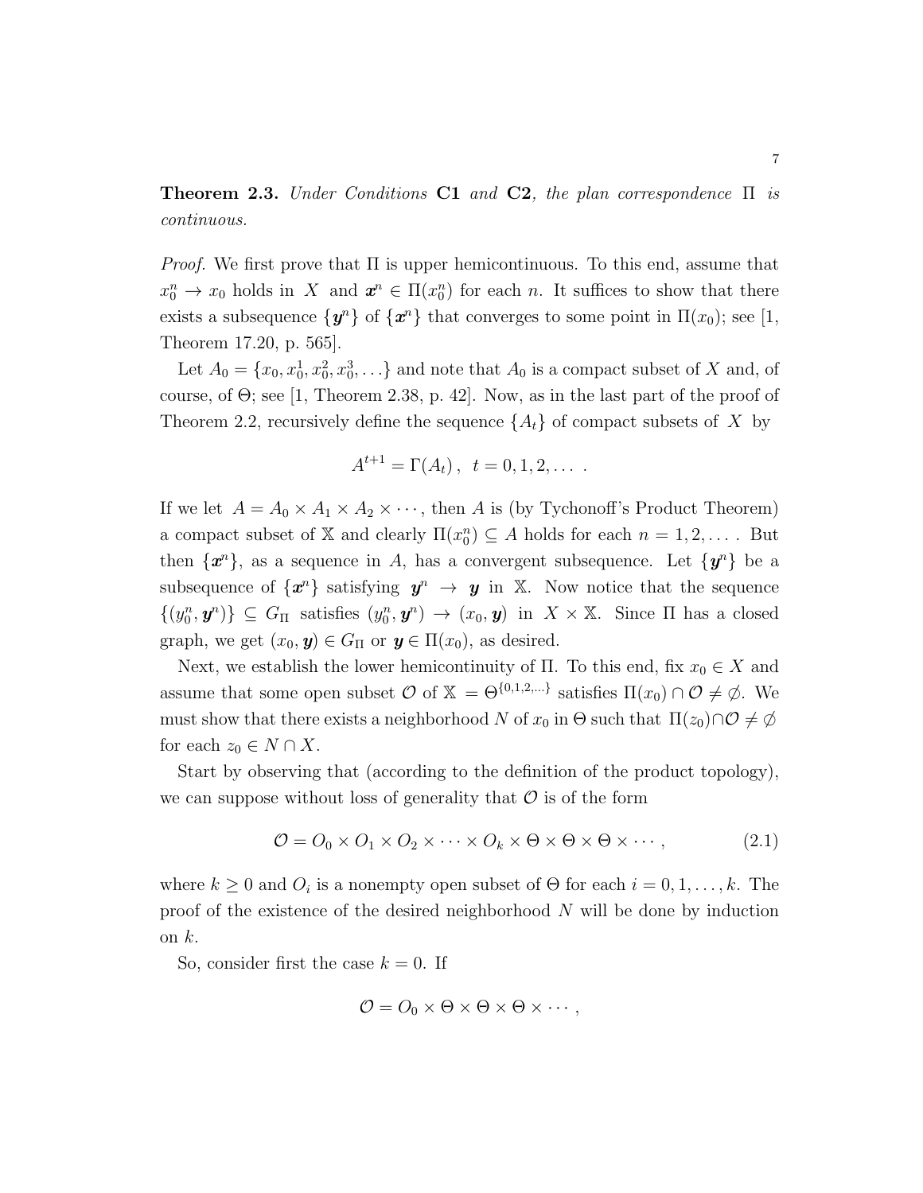**Theorem 2.3.** *Under Conditions* **C1** *and* **C2***, the plan correspondence* $\Pi$ *is continuous.*

*Proof.* We first prove that $\Pi$ is upper hemicontinuous. To this end, assume that $x_0^n \to x_0$ holds in $X$ and $\boldsymbol{x}^n \in \Pi(x_0^n)$ for each $n$. It suffices to show that there exists a subsequence $\{\boldsymbol{y}^n\}$ of $\{\boldsymbol{x}^n\}$ that converges to some point in $\Pi(x_0)$; see [1, Theorem 17.20, p. 565].

Let $A_0 = \{x_0, x_0^1, x_0^2, x_0^3, \ldots\}$ and note that $A_0$ is a compact subset of $X$ and, of course, of $\Theta$; see [1, Theorem 2.38, p. 42]. Now, as in the last part of the proof of Theorem 2.2, recursively define the sequence $\{A_t\}$ of compact subsets of $X$ by

$$A^{t+1} = \Gamma(A_t)\,, \;\; t = 0, 1, 2, \ldots \;.$$

If we let $A = A_0 \times A_1 \times A_2 \times \cdots$, then $A$ is (by Tychonoff's Product Theorem) a compact subset of $\mathbb{X}$ and clearly $\Pi(x_0^n) \subseteq A$ holds for each $n = 1, 2, \ldots$. But then $\{\boldsymbol{x}^n\}$, as a sequence in $A$, has a convergent subsequence. Let $\{\boldsymbol{y}^n\}$ be a subsequence of $\{\boldsymbol{x}^n\}$ satisfying $\boldsymbol{y}^n \to \boldsymbol{y}$ in $\mathbb{X}$. Now notice that the sequence $\{(y_0^n, \boldsymbol{y}^n)\} \subseteq G_\Pi$ satisfies $(y_0^n, \boldsymbol{y}^n) \to (x_0, \boldsymbol{y})$ in $X \times \mathbb{X}$. Since $\Pi$ has a closed graph, we get $(x_0, \boldsymbol{y}) \in G_\Pi$ or $\boldsymbol{y} \in \Pi(x_0)$, as desired.

Next, we establish the lower hemicontinuity of $\Pi$. To this end, fix $x_0 \in X$ and assume that some open subset $\mathcal{O}$ of $\mathbb{X} = \Theta^{\{0,1,2,\ldots\}}$ satisfies $\Pi(x_0) \cap \mathcal{O} \neq \emptyset$. We must show that there exists a neighborhood $N$ of $x_0$ in $\Theta$ such that $\Pi(z_0) \cap \mathcal{O} \neq \emptyset$ for each $z_0 \in N \cap X$.

Start by observing that (according to the definition of the product topology), we can suppose without loss of generality that $\mathcal{O}$ is of the form

$$\mathcal{O} = O_0 \times O_1 \times O_2 \times \cdots \times O_k \times \Theta \times \Theta \times \Theta \times \cdots\,, \tag{2.1}$$

where $k \geq 0$ and $O_i$ is a nonempty open subset of $\Theta$ for each $i = 0, 1, \ldots, k$. The proof of the existence of the desired neighborhood $N$ will be done by induction on $k$.

So, consider first the case $k = 0$. If

$$\mathcal{O} = O_0 \times \Theta \times \Theta \times \Theta \times \cdots\,,$$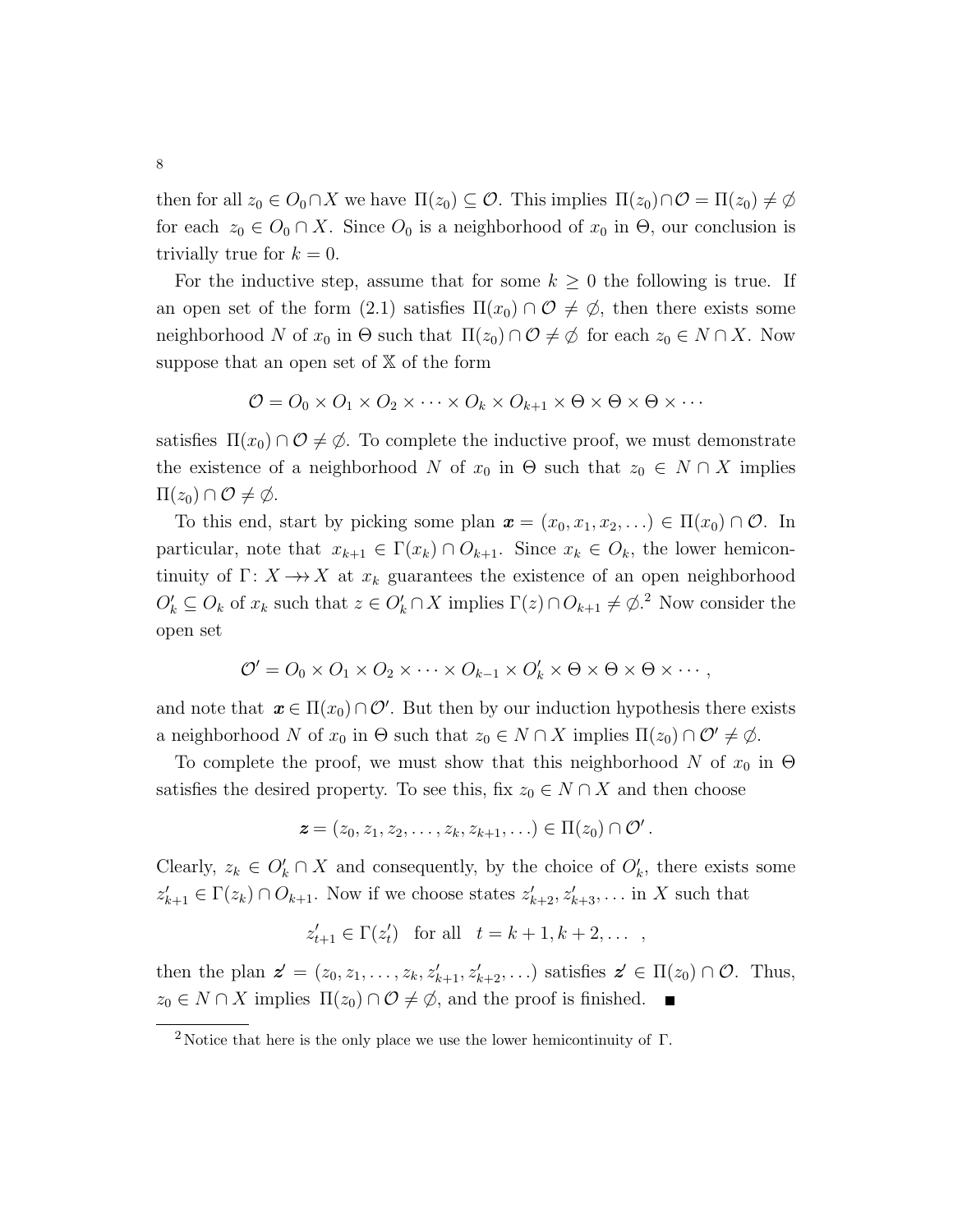then for all $z_0 \in O_0 \cap X$ we have $\Pi(z_0) \subseteq \mathcal{O}$. This implies $\Pi(z_0) \cap \mathcal{O} = \Pi(z_0) \neq \emptyset$ for each $z_0 \in O_0 \cap X$. Since $O_0$ is a neighborhood of $x_0$ in $\Theta$, our conclusion is trivially true for $k = 0$.

For the inductive step, assume that for some $k \geq 0$ the following is true. If an open set of the form (2.1) satisfies $\Pi(x_0) \cap \mathcal{O} \neq \emptyset$, then there exists some neighborhood $N$ of $x_0$ in $\Theta$ such that $\Pi(z_0) \cap \mathcal{O} \neq \emptyset$ for each $z_0 \in N \cap X$. Now suppose that an open set of $\mathbb{X}$ of the form

$$\mathcal{O} = O_0 \times O_1 \times O_2 \times \cdots \times O_k \times O_{k+1} \times \Theta \times \Theta \times \Theta \times \cdots$$

satisfies $\Pi(x_0) \cap \mathcal{O} \neq \emptyset$. To complete the inductive proof, we must demonstrate the existence of a neighborhood $N$ of $x_0$ in $\Theta$ such that $z_0 \in N \cap X$ implies $\Pi(z_0) \cap \mathcal{O} \neq \emptyset$.

To this end, start by picking some plan $\boldsymbol{x} = (x_0, x_1, x_2, \ldots) \in \Pi(x_0) \cap \mathcal{O}$. In particular, note that $x_{k+1} \in \Gamma(x_k) \cap O_{k+1}$. Since $x_k \in O_k$, the lower hemicontinuity of $\Gamma \colon X \twoheadrightarrow X$ at $x_k$ guarantees the existence of an open neighborhood $O'_k \subseteq O_k$ of $x_k$ such that $z \in O'_k \cap X$ implies $\Gamma(z) \cap O_{k+1} \neq \emptyset$.[2] Now consider the open set

$$\mathcal{O}' = O_0 \times O_1 \times O_2 \times \cdots \times O_{k-1} \times O'_k \times \Theta \times \Theta \times \Theta \times \cdots,$$

and note that $\boldsymbol{x} \in \Pi(x_0) \cap \mathcal{O}'$. But then by our induction hypothesis there exists a neighborhood $N$ of $x_0$ in $\Theta$ such that $z_0 \in N \cap X$ implies $\Pi(z_0) \cap \mathcal{O}' \neq \emptyset$.

To complete the proof, we must show that this neighborhood $N$ of $x_0$ in $\Theta$ satisfies the desired property. To see this, fix $z_0 \in N \cap X$ and then choose

$$\boldsymbol{z} = (z_0, z_1, z_2, \ldots, z_k, z_{k+1}, \ldots) \in \Pi(z_0) \cap \mathcal{O}'.$$

Clearly, $z_k \in O'_k \cap X$ and consequently, by the choice of $O'_k$, there exists some $z'_{k+1} \in \Gamma(z_k) \cap O_{k+1}$. Now if we choose states $z'_{k+2}, z'_{k+3}, \ldots$ in $X$ such that

$$z'_{t+1} \in \Gamma(z'_t) \quad \text{for all} \quad t = k+1, k+2, \ldots\ ,$$

then the plan $\boldsymbol{z}' = (z_0, z_1, \ldots, z_k, z'_{k+1}, z'_{k+2}, \ldots)$ satisfies $\boldsymbol{z}' \in \Pi(z_0) \cap \mathcal{O}$. Thus, $z_0 \in N \cap X$ implies $\Pi(z_0) \cap \mathcal{O} \neq \emptyset$, and the proof is finished. ■

[2] Notice that here is the only place we use the lower hemicontinuity of $\Gamma$.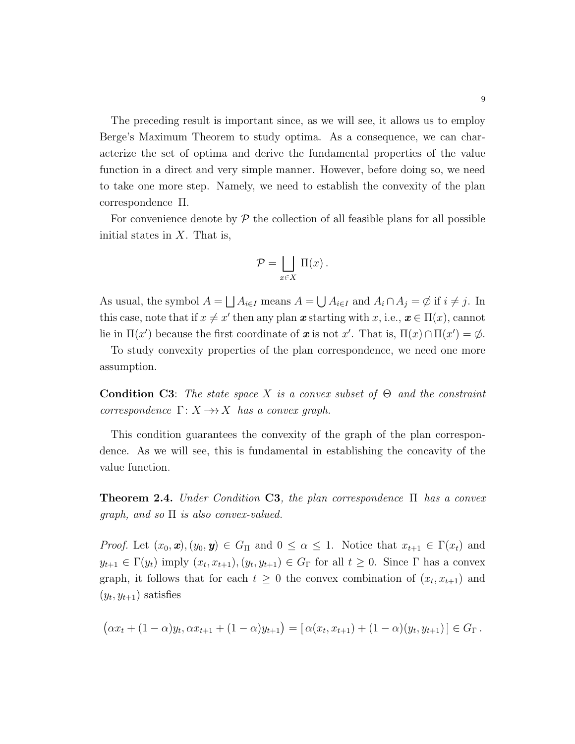The preceding result is important since, as we will see, it allows us to employ Berge's Maximum Theorem to study optima. As a consequence, we can characterize the set of optima and derive the fundamental properties of the value function in a direct and very simple manner. However, before doing so, we need to take one more step. Namely, we need to establish the convexity of the plan correspondence $\Pi$.

For convenience denote by $\mathcal{P}$ the collection of all feasible plans for all possible initial states in $X$. That is,

$$\mathcal{P} = \bigsqcup_{x \in X} \Pi(x)\,.$$

As usual, the symbol $A = \bigsqcup A_{i \in I}$ means $A = \bigcup A_{i \in I}$ and $A_i \cap A_j = \emptyset$ if $i \neq j$. In this case, note that if $x \neq x'$ then any plan $\boldsymbol{x}$ starting with $x$, i.e., $\boldsymbol{x} \in \Pi(x)$, cannot lie in $\Pi(x')$ because the first coordinate of $\boldsymbol{x}$ is not $x'$. That is, $\Pi(x) \cap \Pi(x') = \emptyset$.

To study convexity properties of the plan correspondence, we need one more assumption.

**Condition C3**: *The state space $X$ is a convex subset of $\Theta$ and the constraint correspondence $\Gamma\colon X \twoheadrightarrow X$ has a convex graph.*

This condition guarantees the convexity of the graph of the plan correspondence. As we will see, this is fundamental in establishing the concavity of the value function.

**Theorem 2.4.** *Under Condition* **C3***, the plan correspondence $\Pi$ has a convex graph, and so $\Pi$ is also convex-valued.*

*Proof.* Let $(x_0, \boldsymbol{x}), (y_0, \boldsymbol{y}) \in G_\Pi$ and $0 \leq \alpha \leq 1$. Notice that $x_{t+1} \in \Gamma(x_t)$ and $y_{t+1} \in \Gamma(y_t)$ imply $(x_t, x_{t+1}), (y_t, y_{t+1}) \in G_\Gamma$ for all $t \geq 0$. Since $\Gamma$ has a convex graph, it follows that for each $t \geq 0$ the convex combination of $(x_t, x_{t+1})$ and $(y_t, y_{t+1})$ satisfies

$$\big(\alpha x_t + (1-\alpha) y_t, \alpha x_{t+1} + (1-\alpha) y_{t+1}\big) = [\, \alpha(x_t, x_{t+1}) + (1-\alpha)(y_t, y_{t+1})\,] \in G_\Gamma\,.$$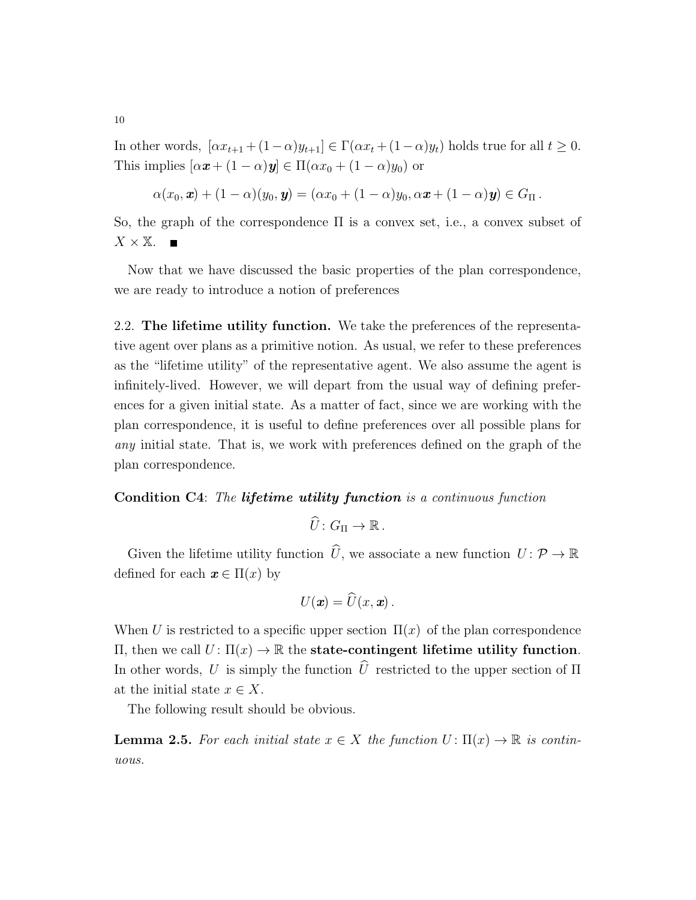In other words, $[\alpha x_{t+1} + (1-\alpha)y_{t+1}] \in \Gamma(\alpha x_t + (1-\alpha)y_t)$ holds true for all $t \geq 0$. This implies $[\alpha \boldsymbol{x} + (1-\alpha)\boldsymbol{y}] \in \Pi(\alpha x_0 + (1-\alpha)y_0)$ or

$$\alpha(x_0, \boldsymbol{x}) + (1-\alpha)(y_0, \boldsymbol{y}) = (\alpha x_0 + (1-\alpha)y_0, \alpha \boldsymbol{x} + (1-\alpha)\boldsymbol{y}) \in G_\Pi \,.$$

So, the graph of the correspondence $\Pi$ is a convex set, i.e., a convex subset of $X \times \mathbb{X}$. ■

Now that we have discussed the basic properties of the plan correspondence, we are ready to introduce a notion of preferences

2.2. **The lifetime utility function.** We take the preferences of the representative agent over plans as a primitive notion. As usual, we refer to these preferences as the "lifetime utility" of the representative agent. We also assume the agent is infinitely-lived. However, we will depart from the usual way of defining preferences for a given initial state. As a matter of fact, since we are working with the plan correspondence, it is useful to define preferences over all possible plans for *any* initial state. That is, we work with preferences defined on the graph of the plan correspondence.

**Condition C4**: *The* ***lifetime utility function*** *is a continuous function*

$$\widehat{U} \colon G_\Pi \to \mathbb{R} \,.$$

Given the lifetime utility function $\widehat{U}$, we associate a new function $U \colon \mathcal{P} \to \mathbb{R}$ defined for each $\boldsymbol{x} \in \Pi(x)$ by

$$U(\boldsymbol{x}) = \widehat{U}(x, \boldsymbol{x}) \,.$$

When $U$ is restricted to a specific upper section $\Pi(x)$ of the plan correspondence $\Pi$, then we call $U \colon \Pi(x) \to \mathbb{R}$ the **state-contingent lifetime utility function**. In other words, $U$ is simply the function $\widehat{U}$ restricted to the upper section of $\Pi$ at the initial state $x \in X$.

The following result should be obvious.

**Lemma 2.5.** *For each initial state $x \in X$ the function $U \colon \Pi(x) \to \mathbb{R}$ is continuous.*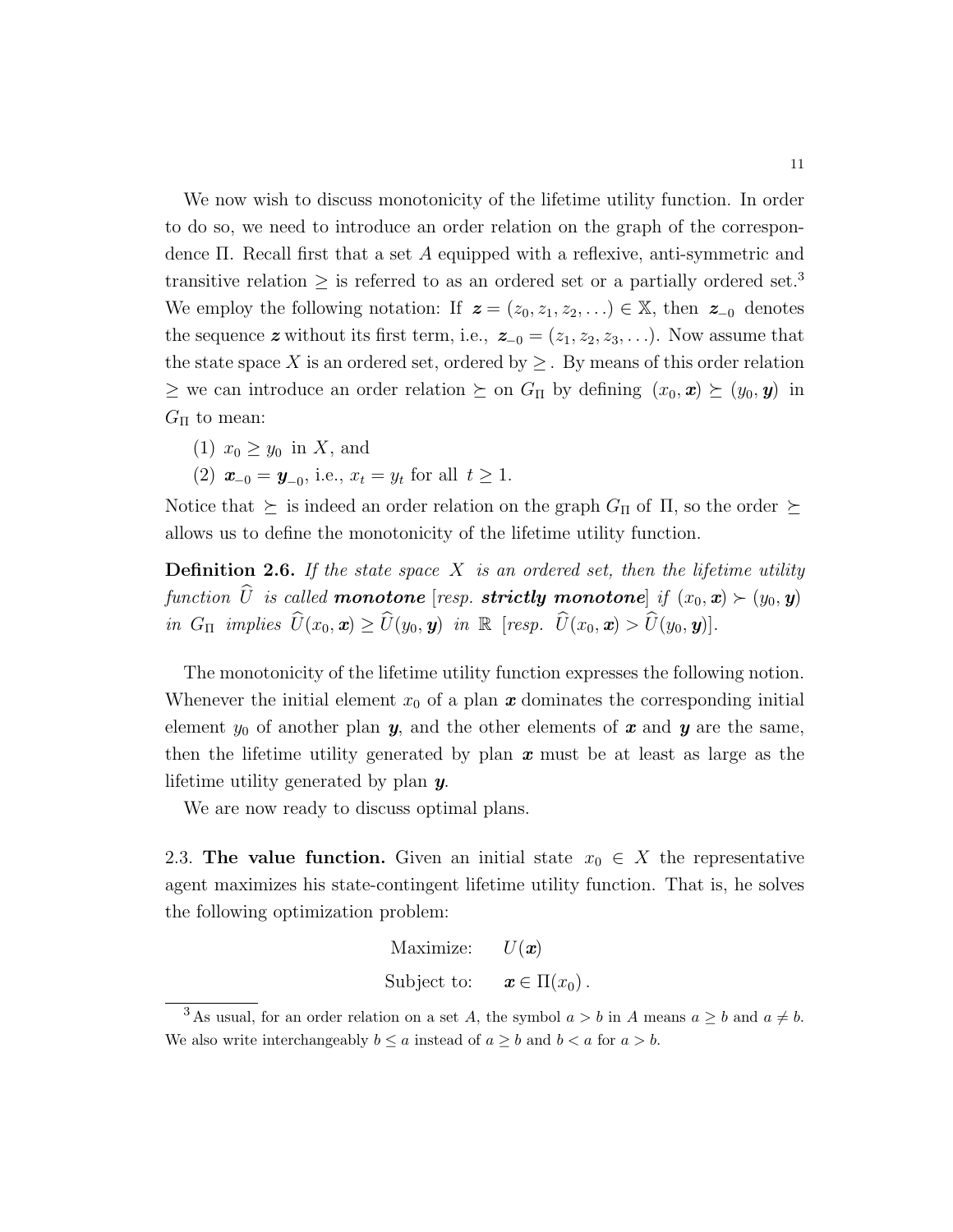We now wish to discuss monotonicity of the lifetime utility function. In order to do so, we need to introduce an order relation on the graph of the correspondence $\Pi$. Recall first that a set $A$ equipped with a reflexive, anti-symmetric and transitive relation $\geq$ is referred to as an ordered set or a partially ordered set.[3] We employ the following notation: If $\boldsymbol{z} = (z_0, z_1, z_2, \ldots) \in \mathbb{X}$, then $\boldsymbol{z}_{-0}$ denotes the sequence $\boldsymbol{z}$ without its first term, i.e., $\boldsymbol{z}_{-0} = (z_1, z_2, z_3, \ldots)$. Now assume that the state space $X$ is an ordered set, ordered by $\geq$. By means of this order relation $\geq$ we can introduce an order relation $\succeq$ on $G_\Pi$ by defining $(x_0, \boldsymbol{x}) \succeq (y_0, \boldsymbol{y})$ in $G_\Pi$ to mean:

(1) $x_0 \geq y_0$ in $X$, and

(2) $\boldsymbol{x}_{-0} = \boldsymbol{y}_{-0}$, i.e., $x_t = y_t$ for all $t \geq 1$.

Notice that $\succeq$ is indeed an order relation on the graph $G_\Pi$ of $\Pi$, so the order $\succeq$ allows us to define the monotonicity of the lifetime utility function.

**Definition 2.6.** *If the state space $X$ is an ordered set, then the lifetime utility function $\widehat{U}$ is called* ***monotone*** *[resp.* ***strictly monotone****] if $(x_0, \boldsymbol{x}) \succ (y_0, \boldsymbol{y})$ in $G_\Pi$ implies $\widehat{U}(x_0, \boldsymbol{x}) \geq \widehat{U}(y_0, \boldsymbol{y})$ in $\mathbb{R}$ [resp. $\widehat{U}(x_0, \boldsymbol{x}) > \widehat{U}(y_0, \boldsymbol{y})$].*

The monotonicity of the lifetime utility function expresses the following notion. Whenever the initial element $x_0$ of a plan $\boldsymbol{x}$ dominates the corresponding initial element $y_0$ of another plan $\boldsymbol{y}$, and the other elements of $\boldsymbol{x}$ and $\boldsymbol{y}$ are the same, then the lifetime utility generated by plan $\boldsymbol{x}$ must be at least as large as the lifetime utility generated by plan $\boldsymbol{y}$.

We are now ready to discuss optimal plans.

2.3. **The value function.** Given an initial state $x_0 \in X$ the representative agent maximizes his state-contingent lifetime utility function. That is, he solves the following optimization problem:

$$
\begin{aligned}
\text{Maximize:} \quad & U(\boldsymbol{x}) \\
\text{Subject to:} \quad & \boldsymbol{x} \in \Pi(x_0)\,.
\end{aligned}
$$

[3] As usual, for an order relation on a set $A$, the symbol $a > b$ in $A$ means $a \geq b$ and $a \neq b$. We also write interchangeably $b \leq a$ instead of $a \geq b$ and $b < a$ for $a > b$.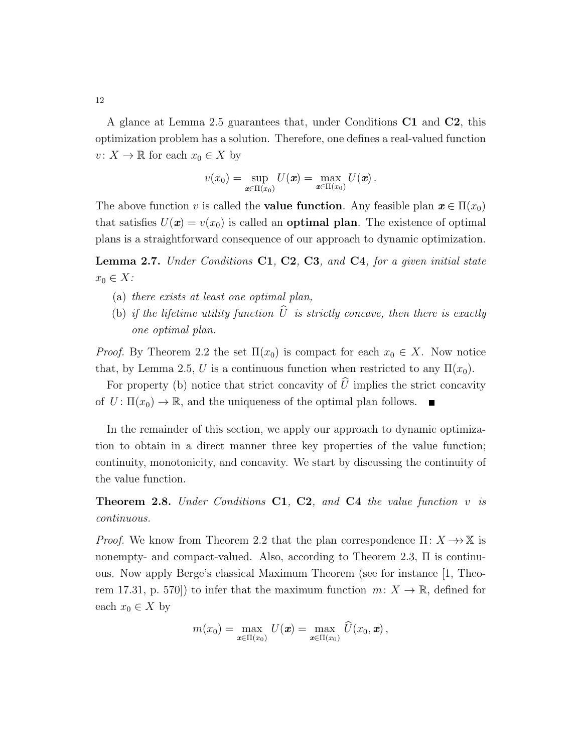A glance at Lemma 2.5 guarantees that, under Conditions **C1** and **C2**, this optimization problem has a solution. Therefore, one defines a real-valued function $v\colon X \to \mathbb{R}$ for each $x_0 \in X$ by

$$v(x_0) = \sup_{\boldsymbol{x}\in\Pi(x_0)} U(\boldsymbol{x}) = \max_{\boldsymbol{x}\in\Pi(x_0)} U(\boldsymbol{x})\,.$$

The above function $v$ is called the **value function**. Any feasible plan $\boldsymbol{x} \in \Pi(x_0)$ that satisfies $U(\boldsymbol{x}) = v(x_0)$ is called an **optimal plan**. The existence of optimal plans is a straightforward consequence of our approach to dynamic optimization.

**Lemma 2.7.** *Under Conditions* **C1**, **C2**, **C3**, *and* **C4**, *for a given initial state* $x_0 \in X$*:*

(a) *there exists at least one optimal plan,*

(b) *if the lifetime utility function* $\widehat{U}$ *is strictly concave, then there is exactly one optimal plan.*

*Proof.* By Theorem 2.2 the set $\Pi(x_0)$ is compact for each $x_0 \in X$. Now notice that, by Lemma 2.5, $U$ is a continuous function when restricted to any $\Pi(x_0)$.

For property (b) notice that strict concavity of $\widehat{U}$ implies the strict concavity of $U\colon \Pi(x_0) \to \mathbb{R}$, and the uniqueness of the optimal plan follows. ∎

In the remainder of this section, we apply our approach to dynamic optimization to obtain in a direct manner three key properties of the value function; continuity, monotonicity, and concavity. We start by discussing the continuity of the value function.

**Theorem 2.8.** *Under Conditions* **C1**, **C2**, *and* **C4** *the value function* $v$ *is continuous.*

*Proof.* We know from Theorem 2.2 that the plan correspondence $\Pi\colon X \twoheadrightarrow \mathbb{X}$ is nonempty- and compact-valued. Also, according to Theorem 2.3, $\Pi$ is continuous. Now apply Berge's classical Maximum Theorem (see for instance [1, Theorem 17.31, p. 570]) to infer that the maximum function $m\colon X \to \mathbb{R}$, defined for each $x_0 \in X$ by

$$m(x_0) = \max_{\boldsymbol{x}\in\Pi(x_0)} U(\boldsymbol{x}) = \max_{\boldsymbol{x}\in\Pi(x_0)} \widehat{U}(x_0, \boldsymbol{x})\,,$$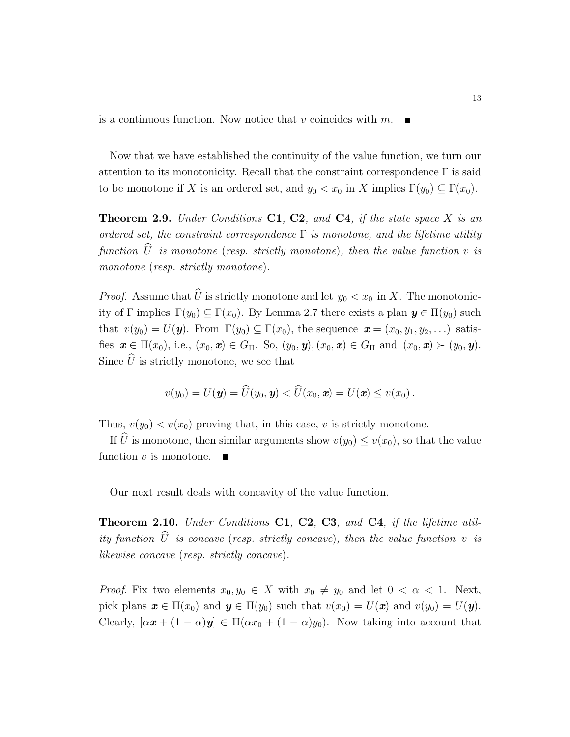is a continuous function. Now notice that $v$ coincides with $m$. ∎

Now that we have established the continuity of the value function, we turn our attention to its monotonicity. Recall that the constraint correspondence $\Gamma$ is said to be monotone if $X$ is an ordered set, and $y_0 < x_0$ in $X$ implies $\Gamma(y_0) \subseteq \Gamma(x_0)$.

**Theorem 2.9.** *Under Conditions* **C1**, **C2**, *and* **C4**, *if the state space $X$ is an ordered set, the constraint correspondence $\Gamma$ is monotone, and the lifetime utility function $\widehat{U}$ is monotone (resp. strictly monotone), then the value function $v$ is monotone (resp. strictly monotone).*

*Proof.* Assume that $\widehat{U}$ is strictly monotone and let $y_0 < x_0$ in $X$. The monotonicity of $\Gamma$ implies $\Gamma(y_0) \subseteq \Gamma(x_0)$. By Lemma 2.7 there exists a plan $\boldsymbol{y} \in \Pi(y_0)$ such that $v(y_0) = U(\boldsymbol{y})$. From $\Gamma(y_0) \subseteq \Gamma(x_0)$, the sequence $\boldsymbol{x} = (x_0, y_1, y_2, \ldots)$ satisfies $\boldsymbol{x} \in \Pi(x_0)$, i.e., $(x_0, \boldsymbol{x}) \in G_\Pi$. So, $(y_0, \boldsymbol{y}), (x_0, \boldsymbol{x}) \in G_\Pi$ and $(x_0, \boldsymbol{x}) \succ (y_0, \boldsymbol{y})$. Since $\widehat{U}$ is strictly monotone, we see that

$$v(y_0) = U(\boldsymbol{y}) = \widehat{U}(y_0, \boldsymbol{y}) < \widehat{U}(x_0, \boldsymbol{x}) = U(\boldsymbol{x}) \leq v(x_0)\,.$$

Thus, $v(y_0) < v(x_0)$ proving that, in this case, $v$ is strictly monotone.

If $\widehat{U}$ is monotone, then similar arguments show $v(y_0) \leq v(x_0)$, so that the value function $v$ is monotone. ∎

Our next result deals with concavity of the value function.

**Theorem 2.10.** *Under Conditions* **C1**, **C2**, **C3**, *and* **C4**, *if the lifetime utility function $\widehat{U}$ is concave (resp. strictly concave), then the value function $v$ is likewise concave (resp. strictly concave).*

*Proof.* Fix two elements $x_0, y_0 \in X$ with $x_0 \neq y_0$ and let $0 < \alpha < 1$. Next, pick plans $\boldsymbol{x} \in \Pi(x_0)$ and $\boldsymbol{y} \in \Pi(y_0)$ such that $v(x_0) = U(\boldsymbol{x})$ and $v(y_0) = U(\boldsymbol{y})$. Clearly, $[\alpha \boldsymbol{x} + (1-\alpha)\boldsymbol{y}] \in \Pi(\alpha x_0 + (1-\alpha)y_0)$. Now taking into account that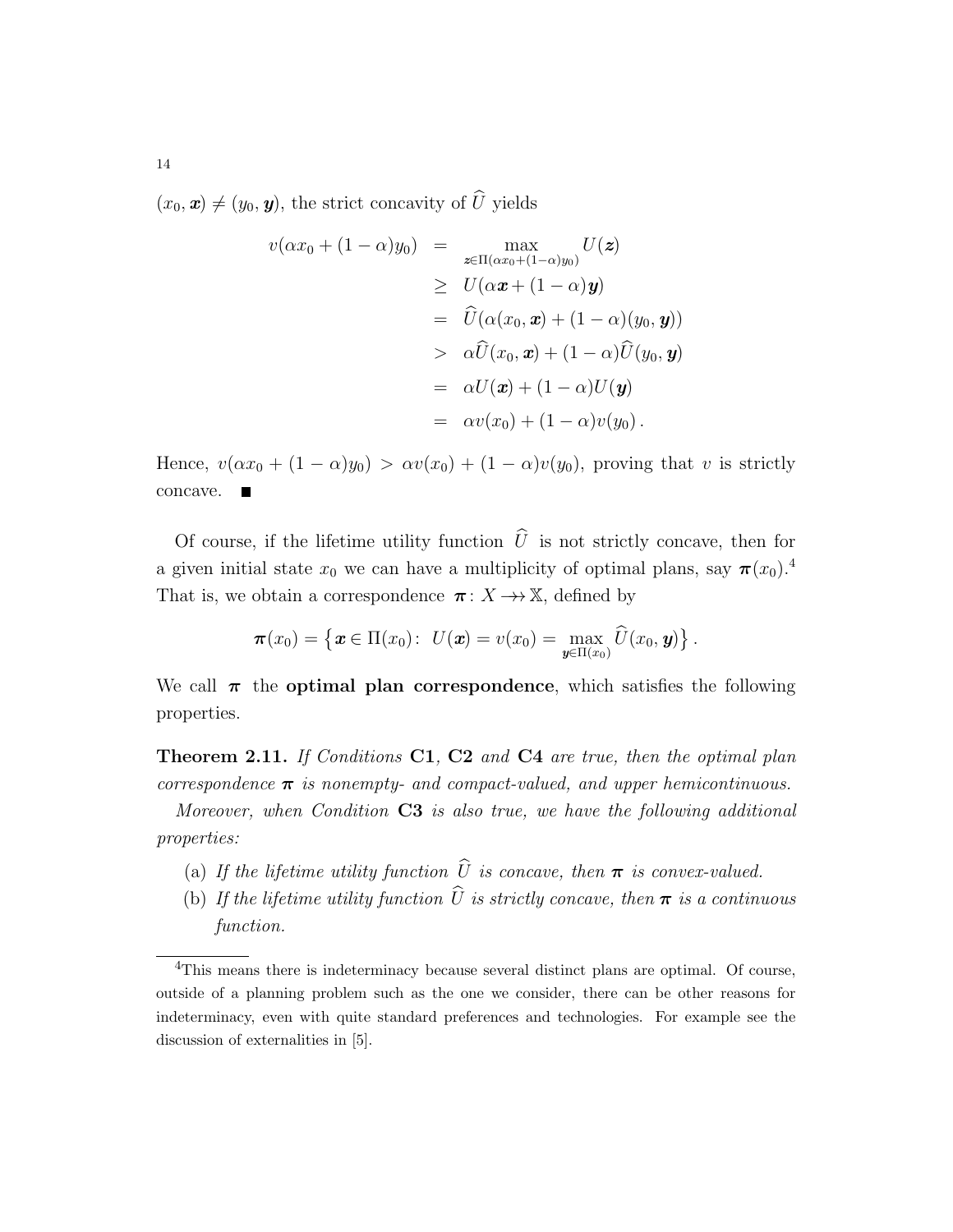$(x_0, \boldsymbol{x}) \neq (y_0, \boldsymbol{y})$, the strict concavity of $\widehat{U}$ yields

$$
\begin{aligned}
v(\alpha x_0 + (1-\alpha)y_0) &= \max_{\boldsymbol{z} \in \Pi(\alpha x_0 + (1-\alpha)y_0)} U(\boldsymbol{z}) \\
&\geq U(\alpha \boldsymbol{x} + (1-\alpha)\boldsymbol{y}) \\
&= \widehat{U}(\alpha(x_0, \boldsymbol{x}) + (1-\alpha)(y_0, \boldsymbol{y})) \\
&> \alpha \widehat{U}(x_0, \boldsymbol{x}) + (1-\alpha)\widehat{U}(y_0, \boldsymbol{y}) \\
&= \alpha U(\boldsymbol{x}) + (1-\alpha)U(\boldsymbol{y}) \\
&= \alpha v(x_0) + (1-\alpha)v(y_0)\,.
\end{aligned}
$$

Hence, $v(\alpha x_0 + (1-\alpha)y_0) > \alpha v(x_0) + (1-\alpha)v(y_0)$, proving that $v$ is strictly concave. ■

Of course, if the lifetime utility function $\widehat{U}$ is not strictly concave, then for a given initial state $x_0$ we can have a multiplicity of optimal plans, say $\boldsymbol{\pi}(x_0)$.[4] That is, we obtain a correspondence $\boldsymbol{\pi}\colon X \twoheadrightarrow \mathbb{X}$, defined by

$$
\boldsymbol{\pi}(x_0) = \left\{ \boldsymbol{x} \in \Pi(x_0) \colon\ U(\boldsymbol{x}) = v(x_0) = \max_{\boldsymbol{y} \in \Pi(x_0)} \widehat{U}(x_0, \boldsymbol{y}) \right\}.
$$

We call $\boldsymbol{\pi}$ the **optimal plan correspondence**, which satisfies the following properties.

**Theorem 2.11.** *If Conditions* **C1**, **C2** *and* **C4** *are true, then the optimal plan correspondence $\boldsymbol{\pi}$ is nonempty- and compact-valued, and upper hemicontinuous.*

*Moreover, when Condition* **C3** *is also true, we have the following additional properties:*

(a) *If the lifetime utility function $\widehat{U}$ is concave, then $\boldsymbol{\pi}$ is convex-valued.*

(b) *If the lifetime utility function $\widehat{U}$ is strictly concave, then $\boldsymbol{\pi}$ is a continuous function.*

[4] This means there is indeterminacy because several distinct plans are optimal. Of course, outside of a planning problem such as the one we consider, there can be other reasons for indeterminacy, even with quite standard preferences and technologies. For example see the discussion of externalities in [5].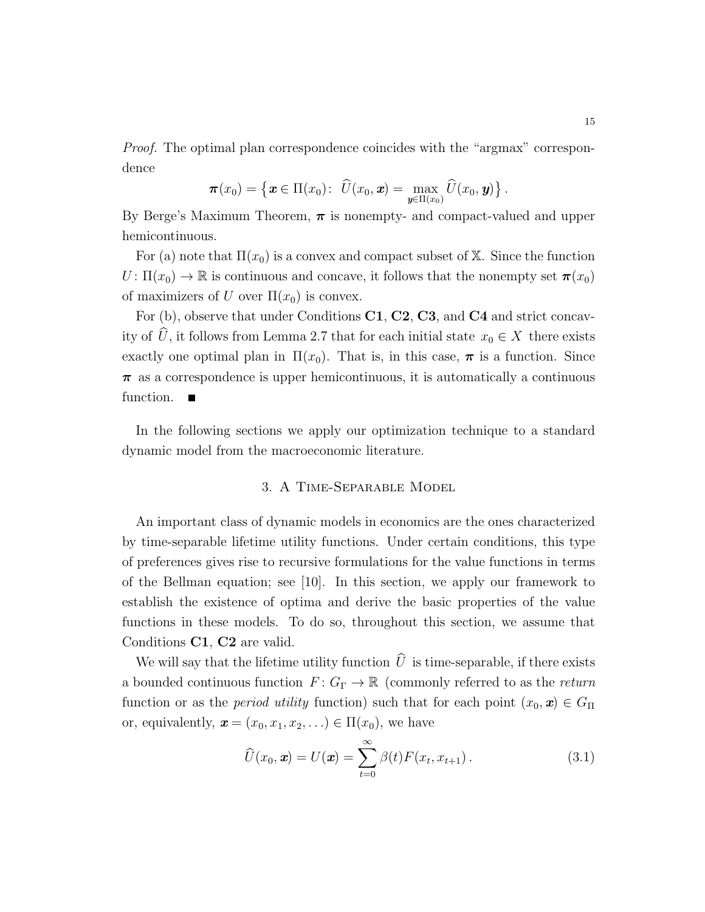*Proof.* The optimal plan correspondence coincides with the "argmax" correspondence

$$\boldsymbol{\pi}(x_0) = \left\{ \boldsymbol{x} \in \Pi(x_0) \colon \ \widehat{U}(x_0, \boldsymbol{x}) = \max_{\boldsymbol{y} \in \Pi(x_0)} \widehat{U}(x_0, \boldsymbol{y}) \right\}.$$

By Berge's Maximum Theorem, $\boldsymbol{\pi}$ is nonempty- and compact-valued and upper hemicontinuous.

For (a) note that $\Pi(x_0)$ is a convex and compact subset of $\mathbb{X}$. Since the function $U \colon \Pi(x_0) \to \mathbb{R}$ is continuous and concave, it follows that the nonempty set $\boldsymbol{\pi}(x_0)$ of maximizers of $U$ over $\Pi(x_0)$ is convex.

For (b), observe that under Conditions **C1**, **C2**, **C3**, and **C4** and strict concavity of $\widehat{U}$, it follows from Lemma 2.7 that for each initial state $x_0 \in X$ there exists exactly one optimal plan in $\Pi(x_0)$. That is, in this case, $\boldsymbol{\pi}$ is a function. Since $\boldsymbol{\pi}$ as a correspondence is upper hemicontinuous, it is automatically a continuous function. ■

In the following sections we apply our optimization technique to a standard dynamic model from the macroeconomic literature.

## 3. A Time-Separable Model

An important class of dynamic models in economics are the ones characterized by time-separable lifetime utility functions. Under certain conditions, this type of preferences gives rise to recursive formulations for the value functions in terms of the Bellman equation; see [10]. In this section, we apply our framework to establish the existence of optima and derive the basic properties of the value functions in these models. To do so, throughout this section, we assume that Conditions **C1**, **C2** are valid.

We will say that the lifetime utility function $\widehat{U}$ is time-separable, if there exists a bounded continuous function $F \colon G_\Gamma \to \mathbb{R}$ (commonly referred to as the *return* function or as the *period utility* function) such that for each point $(x_0, \boldsymbol{x}) \in G_\Pi$ or, equivalently, $\boldsymbol{x} = (x_0, x_1, x_2, \ldots) \in \Pi(x_0)$, we have

$$\widehat{U}(x_0, \boldsymbol{x}) = U(\boldsymbol{x}) = \sum_{t=0}^{\infty} \beta(t) F(x_t, x_{t+1}). \tag{3.1}$$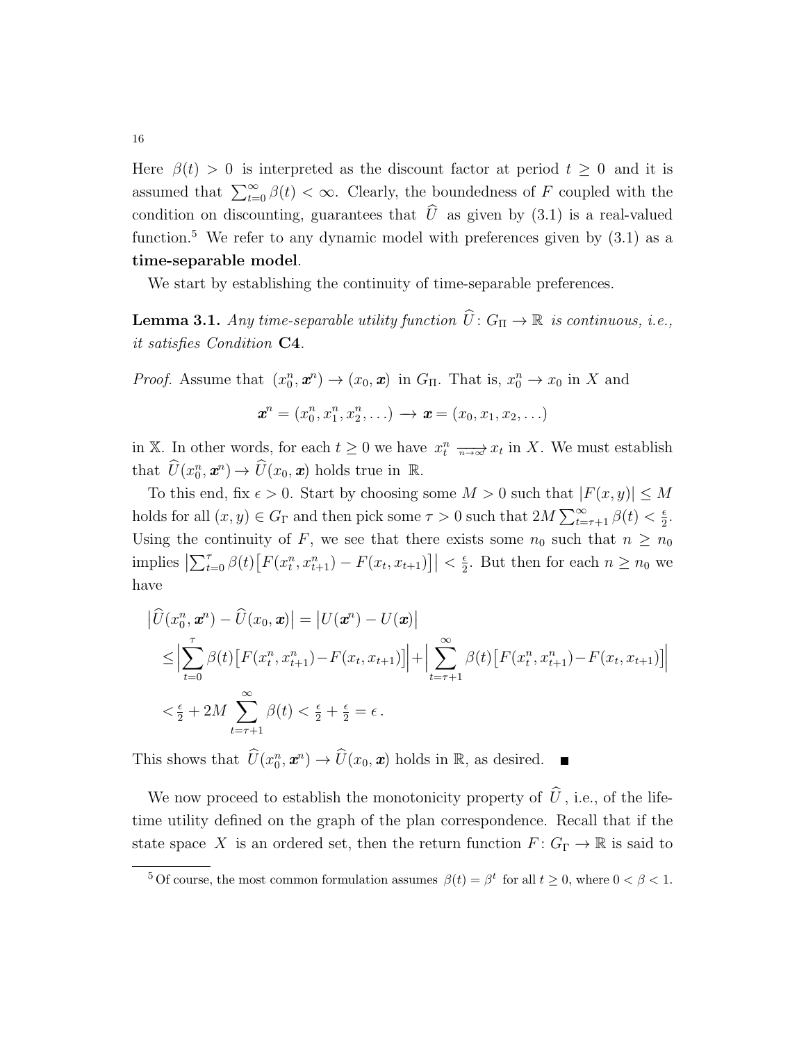Here $\beta(t) > 0$ is interpreted as the discount factor at period $t \geq 0$ and it is assumed that $\sum_{t=0}^{\infty} \beta(t) < \infty$. Clearly, the boundedness of $F$ coupled with the condition on discounting, guarantees that $\widehat{U}$ as given by (3.1) is a real-valued function.[5] We refer to any dynamic model with preferences given by (3.1) as a **time-separable model**.

We start by establishing the continuity of time-separable preferences.

**Lemma 3.1.** *Any time-separable utility function $\widehat{U}\colon G_\Pi \to \mathbb{R}$ is continuous, i.e., it satisfies Condition* **C4**.

*Proof.* Assume that $(x_0^n, \boldsymbol{x}^n) \to (x_0, \boldsymbol{x})$ in $G_\Pi$. That is, $x_0^n \to x_0$ in $X$ and

$$\boldsymbol{x}^n = (x_0^n, x_1^n, x_2^n, \ldots) \longrightarrow \boldsymbol{x} = (x_0, x_1, x_2, \ldots)$$

in $\mathbb{X}$. In other words, for each $t \geq 0$ we have $x_t^n \xrightarrow[n\to\infty]{} x_t$ in $X$. We must establish that $\widehat{U}(x_0^n, \boldsymbol{x}^n) \to \widehat{U}(x_0, \boldsymbol{x})$ holds true in $\mathbb{R}$.

To this end, fix $\epsilon > 0$. Start by choosing some $M > 0$ such that $|F(x, y)| \leq M$ holds for all $(x, y) \in G_\Gamma$ and then pick some $\tau > 0$ such that $2M \sum_{t=\tau+1}^{\infty} \beta(t) < \frac{\epsilon}{2}$. Using the continuity of $F$, we see that there exists some $n_0$ such that $n \geq n_0$ implies $\big|\sum_{t=0}^{\tau} \beta(t)\big[F(x_t^n, x_{t+1}^n) - F(x_t, x_{t+1})\big]\big| < \frac{\epsilon}{2}$. But then for each $n \geq n_0$ we have

$$\begin{aligned}
&\big|\widehat{U}(x_0^n, \boldsymbol{x}^n) - \widehat{U}(x_0, \boldsymbol{x})\big| = \big|U(\boldsymbol{x}^n) - U(\boldsymbol{x})\big| \\
&\quad \leq \Big|\sum_{t=0}^{\tau} \beta(t)\big[F(x_t^n, x_{t+1}^n) - F(x_t, x_{t+1})\big]\Big| + \Big|\sum_{t=\tau+1}^{\infty} \beta(t)\big[F(x_t^n, x_{t+1}^n) - F(x_t, x_{t+1})\big]\Big| \\
&\quad < \tfrac{\epsilon}{2} + 2M \sum_{t=\tau+1}^{\infty} \beta(t) < \tfrac{\epsilon}{2} + \tfrac{\epsilon}{2} = \epsilon\,.
\end{aligned}$$

This shows that $\widehat{U}(x_0^n, \boldsymbol{x}^n) \to \widehat{U}(x_0, \boldsymbol{x})$ holds in $\mathbb{R}$, as desired. ∎

We now proceed to establish the monotonicity property of $\widehat{U}$, i.e., of the lifetime utility defined on the graph of the plan correspondence. Recall that if the state space $X$ is an ordered set, then the return function $F\colon G_\Gamma \to \mathbb{R}$ is said to

---

[5] Of course, the most common formulation assumes $\beta(t) = \beta^t$ for all $t \geq 0$, where $0 < \beta < 1$.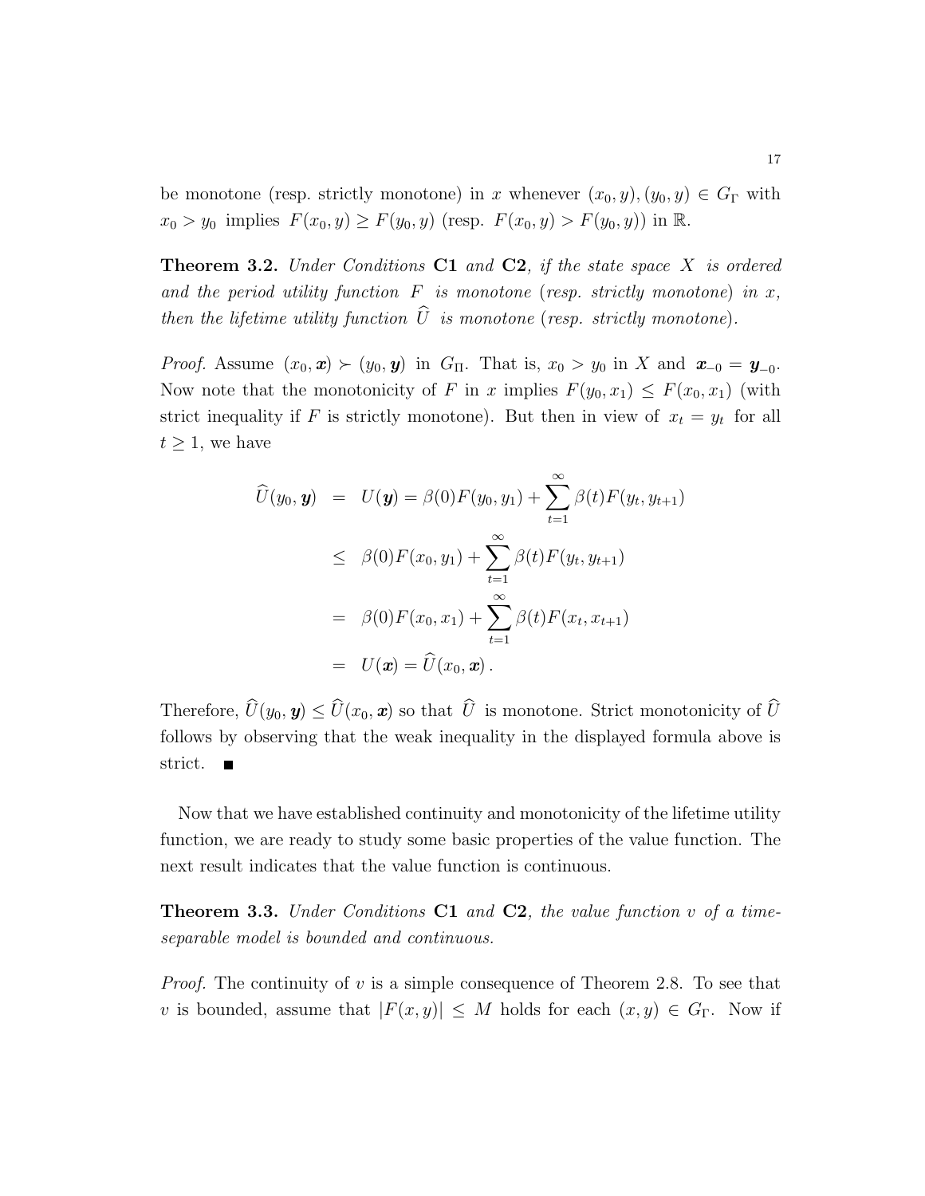be monotone (resp. strictly monotone) in $x$ whenever $(x_0, y), (y_0, y) \in G_\Gamma$ with $x_0 > y_0$ implies $F(x_0, y) \geq F(y_0, y)$ (resp. $F(x_0, y) > F(y_0, y)$) in $\mathbb{R}$.

**Theorem 3.2.** *Under Conditions* **C1** *and* **C2**, *if the state space* $X$ *is ordered and the period utility function* $F$ *is monotone* (*resp. strictly monotone*) *in* $x$, *then the lifetime utility function* $\widehat{U}$ *is monotone* (*resp. strictly monotone*).

*Proof.* Assume $(x_0, \boldsymbol{x}) \succ (y_0, \boldsymbol{y})$ in $G_\Pi$. That is, $x_0 > y_0$ in $X$ and $\boldsymbol{x}_{-0} = \boldsymbol{y}_{-0}$. Now note that the monotonicity of $F$ in $x$ implies $F(y_0, x_1) \leq F(x_0, x_1)$ (with strict inequality if $F$ is strictly monotone). But then in view of $x_t = y_t$ for all $t \geq 1$, we have

$$
\begin{aligned}
\widehat{U}(y_0, \boldsymbol{y}) &= U(\boldsymbol{y}) = \beta(0)F(y_0, y_1) + \sum_{t=1}^{\infty} \beta(t)F(y_t, y_{t+1}) \\
&\leq \beta(0)F(x_0, y_1) + \sum_{t=1}^{\infty} \beta(t)F(y_t, y_{t+1}) \\
&= \beta(0)F(x_0, x_1) + \sum_{t=1}^{\infty} \beta(t)F(x_t, x_{t+1}) \\
&= U(\boldsymbol{x}) = \widehat{U}(x_0, \boldsymbol{x}).
\end{aligned}
$$

Therefore, $\widehat{U}(y_0, \boldsymbol{y}) \leq \widehat{U}(x_0, \boldsymbol{x})$ so that $\widehat{U}$ is monotone. Strict monotonicity of $\widehat{U}$ follows by observing that the weak inequality in the displayed formula above is strict. ■

Now that we have established continuity and monotonicity of the lifetime utility function, we are ready to study some basic properties of the value function. The next result indicates that the value function is continuous.

**Theorem 3.3.** *Under Conditions* **C1** *and* **C2**, *the value function* $v$ *of a time-separable model is bounded and continuous.*

*Proof.* The continuity of $v$ is a simple consequence of Theorem 2.8. To see that $v$ is bounded, assume that $|F(x, y)| \leq M$ holds for each $(x, y) \in G_\Gamma$. Now if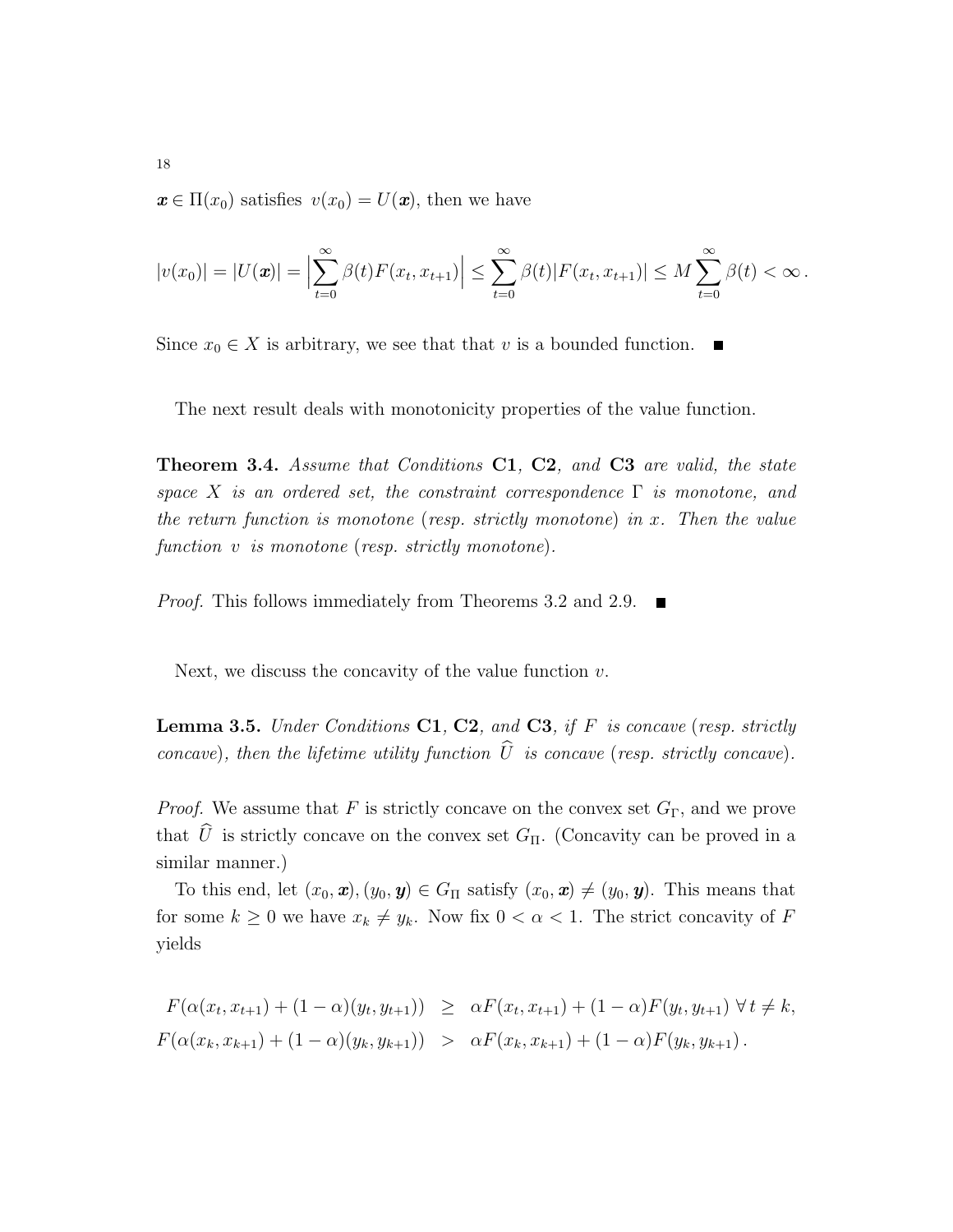$\boldsymbol{x} \in \Pi(x_0)$ satisfies $v(x_0) = U(\boldsymbol{x})$, then we have

$$|v(x_0)| = |U(\boldsymbol{x})| = \Big|\sum_{t=0}^{\infty} \beta(t) F(x_t, x_{t+1})\Big| \le \sum_{t=0}^{\infty} \beta(t) |F(x_t, x_{t+1})| \le M \sum_{t=0}^{\infty} \beta(t) < \infty \,.$$

Since $x_0 \in X$ is arbitrary, we see that that $v$ is a bounded function. ■

The next result deals with monotonicity properties of the value function.

**Theorem 3.4.** *Assume that Conditions* **C1**, **C2**, *and* **C3** *are valid, the state space* $X$ *is an ordered set, the constraint correspondence* $\Gamma$ *is monotone, and the return function is monotone* (*resp. strictly monotone*) *in* $x$. *Then the value function* $v$ *is monotone* (*resp. strictly monotone*).

*Proof.* This follows immediately from Theorems 3.2 and 2.9. ■

Next, we discuss the concavity of the value function $v$.

**Lemma 3.5.** *Under Conditions* **C1**, **C2**, *and* **C3**, *if* $F$ *is concave* (*resp. strictly concave*), *then the lifetime utility function* $\widehat{U}$ *is concave* (*resp. strictly concave*).

*Proof.* We assume that $F$ is strictly concave on the convex set $G_\Gamma$, and we prove that $\widehat{U}$ is strictly concave on the convex set $G_\Pi$. (Concavity can be proved in a similar manner.)

To this end, let $(x_0, \boldsymbol{x}), (y_0, \boldsymbol{y}) \in G_\Pi$ satisfy $(x_0, \boldsymbol{x}) \neq (y_0, \boldsymbol{y})$. This means that for some $k \geq 0$ we have $x_k \neq y_k$. Now fix $0 < \alpha < 1$. The strict concavity of $F$ yields

$$\begin{aligned}
F(\alpha(x_t, x_{t+1}) + (1-\alpha)(y_t, y_{t+1})) &\geq \alpha F(x_t, x_{t+1}) + (1-\alpha) F(y_t, y_{t+1}) \ \forall\, t \neq k, \\
F(\alpha(x_k, x_{k+1}) + (1-\alpha)(y_k, y_{k+1})) &> \alpha F(x_k, x_{k+1}) + (1-\alpha) F(y_k, y_{k+1}) \,.
\end{aligned}$$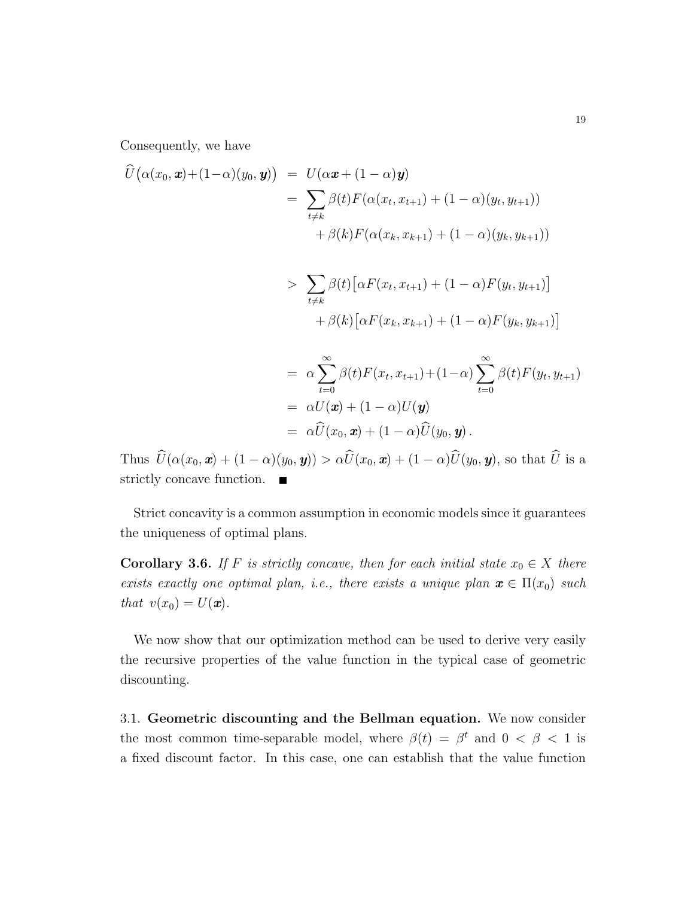Consequently, we have

$$
\begin{aligned}
\widehat{U}\big(\alpha(x_0,\boldsymbol{x})+(1-\alpha)(y_0,\boldsymbol{y})\big) &= U(\alpha\boldsymbol{x}+(1-\alpha)\boldsymbol{y}) \\
&= \sum_{t\neq k}\beta(t)F(\alpha(x_t,x_{t+1})+(1-\alpha)(y_t,y_{t+1})) \\
&\qquad +\beta(k)F(\alpha(x_k,x_{k+1})+(1-\alpha)(y_k,y_{k+1})) \\
&> \sum_{t\neq k}\beta(t)\big[\alpha F(x_t,x_{t+1})+(1-\alpha)F(y_t,y_{t+1})\big] \\
&\qquad +\beta(k)\big[\alpha F(x_k,x_{k+1})+(1-\alpha)F(y_k,y_{k+1})\big] \\
&= \alpha\sum_{t=0}^{\infty}\beta(t)F(x_t,x_{t+1})+(1-\alpha)\sum_{t=0}^{\infty}\beta(t)F(y_t,y_{t+1}) \\
&= \alpha U(\boldsymbol{x})+(1-\alpha)U(\boldsymbol{y}) \\
&= \alpha\widehat{U}(x_0,\boldsymbol{x})+(1-\alpha)\widehat{U}(y_0,\boldsymbol{y})\,.
\end{aligned}
$$

Thus $\widehat{U}(\alpha(x_0,\boldsymbol{x})+(1-\alpha)(y_0,\boldsymbol{y}))>\alpha\widehat{U}(x_0,\boldsymbol{x})+(1-\alpha)\widehat{U}(y_0,\boldsymbol{y})$, so that $\widehat{U}$ is a strictly concave function. ■

Strict concavity is a common assumption in economic models since it guarantees the uniqueness of optimal plans.

**Corollary 3.6.** *If $F$ is strictly concave, then for each initial state $x_0\in X$ there exists exactly one optimal plan, i.e., there exists a unique plan $\boldsymbol{x}\in\Pi(x_0)$ such that $v(x_0)=U(\boldsymbol{x})$.*

We now show that our optimization method can be used to derive very easily the recursive properties of the value function in the typical case of geometric discounting.

3.1. **Geometric discounting and the Bellman equation.** We now consider the most common time-separable model, where $\beta(t)=\beta^t$ and $0<\beta<1$ is a fixed discount factor. In this case, one can establish that the value function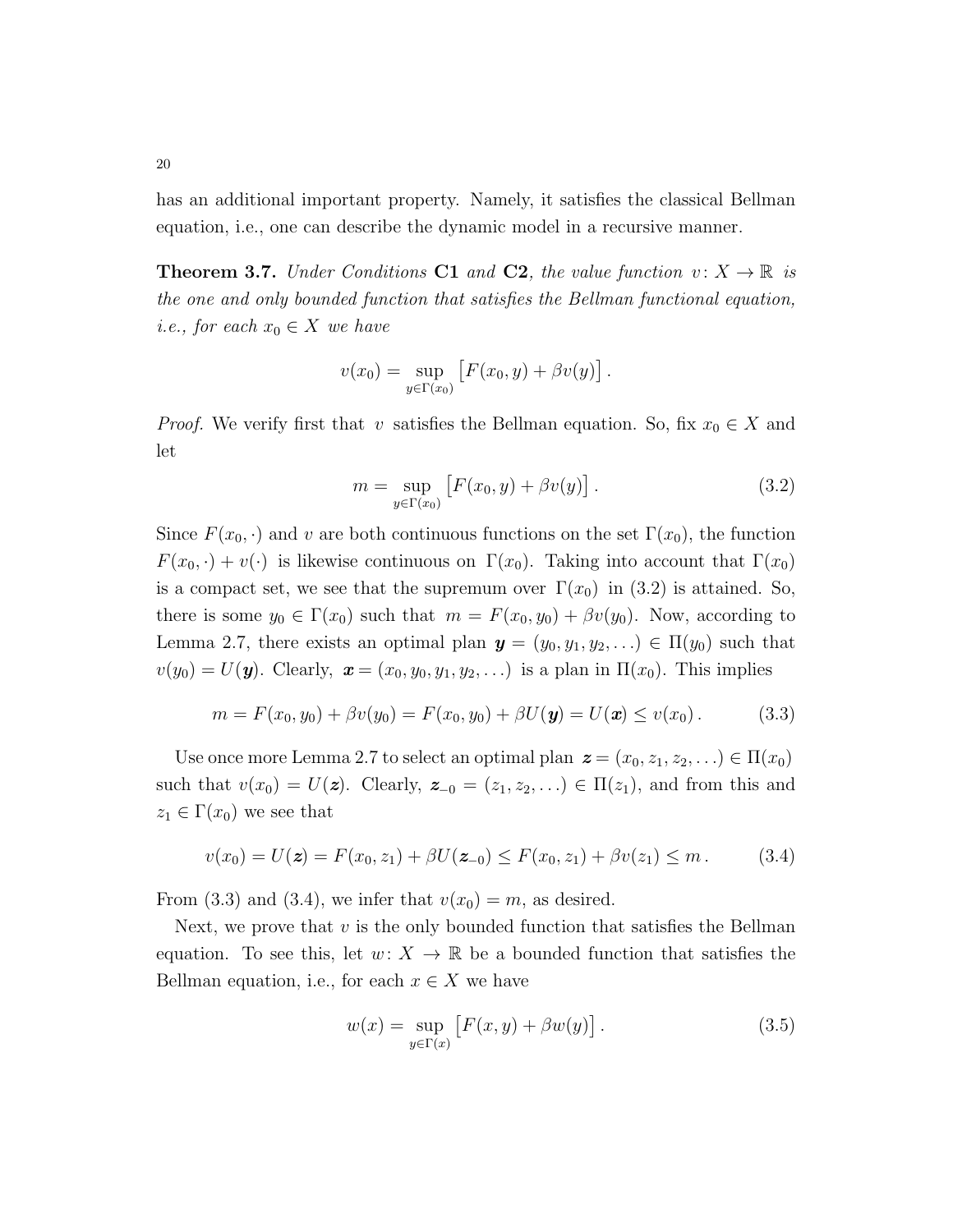has an additional important property. Namely, it satisfies the classical Bellman equation, i.e., one can describe the dynamic model in a recursive manner.

**Theorem 3.7.** *Under Conditions* **C1** *and* **C2***, the value function* $v: X \to \mathbb{R}$ *is the one and only bounded function that satisfies the Bellman functional equation, i.e., for each* $x_0 \in X$ *we have*

$$v(x_0) = \sup_{y \in \Gamma(x_0)} \big[ F(x_0, y) + \beta v(y) \big] .$$

*Proof.* We verify first that $v$ satisfies the Bellman equation. So, fix $x_0 \in X$ and let

$$m = \sup_{y \in \Gamma(x_0)} \big[ F(x_0, y) + \beta v(y) \big] . \tag{3.2}$$

Since $F(x_0, \cdot)$ and $v$ are both continuous functions on the set $\Gamma(x_0)$, the function $F(x_0, \cdot) + v(\cdot)$ is likewise continuous on $\Gamma(x_0)$. Taking into account that $\Gamma(x_0)$ is a compact set, we see that the supremum over $\Gamma(x_0)$ in (3.2) is attained. So, there is some $y_0 \in \Gamma(x_0)$ such that $m = F(x_0, y_0) + \beta v(y_0)$. Now, according to Lemma 2.7, there exists an optimal plan $\boldsymbol{y} = (y_0, y_1, y_2, \ldots) \in \Pi(y_0)$ such that $v(y_0) = U(\boldsymbol{y})$. Clearly, $\boldsymbol{x} = (x_0, y_0, y_1, y_2, \ldots)$ is a plan in $\Pi(x_0)$. This implies

$$m = F(x_0, y_0) + \beta v(y_0) = F(x_0, y_0) + \beta U(\boldsymbol{y}) = U(\boldsymbol{x}) \le v(x_0) . \tag{3.3}$$

Use once more Lemma 2.7 to select an optimal plan $\boldsymbol{z} = (x_0, z_1, z_2, \ldots) \in \Pi(x_0)$ such that $v(x_0) = U(\boldsymbol{z})$. Clearly, $\boldsymbol{z}_{-0} = (z_1, z_2, \ldots) \in \Pi(z_1)$, and from this and $z_1 \in \Gamma(x_0)$ we see that

$$v(x_0) = U(\boldsymbol{z}) = F(x_0, z_1) + \beta U(\boldsymbol{z}_{-0}) \le F(x_0, z_1) + \beta v(z_1) \le m . \tag{3.4}$$

From (3.3) and (3.4), we infer that $v(x_0) = m$, as desired.

Next, we prove that $v$ is the only bounded function that satisfies the Bellman equation. To see this, let $w: X \to \mathbb{R}$ be a bounded function that satisfies the Bellman equation, i.e., for each $x \in X$ we have

$$w(x) = \sup_{y \in \Gamma(x)} \big[ F(x, y) + \beta w(y) \big] . \tag{3.5}$$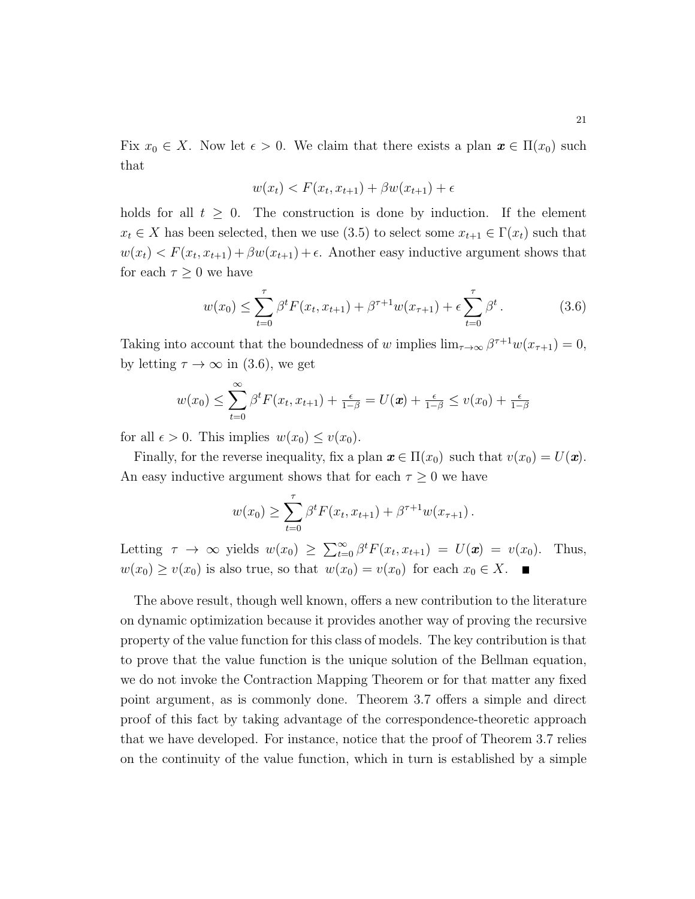Fix $x_0 \in X$. Now let $\epsilon > 0$. We claim that there exists a plan $\boldsymbol{x} \in \Pi(x_0)$ such that

$$w(x_t) < F(x_t, x_{t+1}) + \beta w(x_{t+1}) + \epsilon$$

holds for all $t \geq 0$. The construction is done by induction. If the element $x_t \in X$ has been selected, then we use (3.5) to select some $x_{t+1} \in \Gamma(x_t)$ such that $w(x_t) < F(x_t, x_{t+1}) + \beta w(x_{t+1}) + \epsilon$. Another easy inductive argument shows that for each $\tau \geq 0$ we have

$$w(x_0) \leq \sum_{t=0}^{\tau} \beta^t F(x_t, x_{t+1}) + \beta^{\tau+1} w(x_{\tau+1}) + \epsilon \sum_{t=0}^{\tau} \beta^t \,. \tag{3.6}$$

Taking into account that the boundedness of $w$ implies $\lim_{\tau\to\infty} \beta^{\tau+1} w(x_{\tau+1}) = 0$, by letting $\tau \to \infty$ in (3.6), we get

$$w(x_0) \leq \sum_{t=0}^{\infty} \beta^t F(x_t, x_{t+1}) + \tfrac{\epsilon}{1-\beta} = U(\boldsymbol{x}) + \tfrac{\epsilon}{1-\beta} \leq v(x_0) + \tfrac{\epsilon}{1-\beta}$$

for all $\epsilon > 0$. This implies $w(x_0) \leq v(x_0)$.

Finally, for the reverse inequality, fix a plan $\boldsymbol{x} \in \Pi(x_0)$ such that $v(x_0) = U(\boldsymbol{x})$. An easy inductive argument shows that for each $\tau \geq 0$ we have

$$w(x_0) \geq \sum_{t=0}^{\tau} \beta^t F(x_t, x_{t+1}) + \beta^{\tau+1} w(x_{\tau+1}) \,.$$

Letting $\tau \to \infty$ yields $w(x_0) \geq \sum_{t=0}^{\infty} \beta^t F(x_t, x_{t+1}) = U(\boldsymbol{x}) = v(x_0)$. Thus, $w(x_0) \geq v(x_0)$ is also true, so that $w(x_0) = v(x_0)$ for each $x_0 \in X$. ■

The above result, though well known, offers a new contribution to the literature on dynamic optimization because it provides another way of proving the recursive property of the value function for this class of models. The key contribution is that to prove that the value function is the unique solution of the Bellman equation, we do not invoke the Contraction Mapping Theorem or for that matter any fixed point argument, as is commonly done. Theorem 3.7 offers a simple and direct proof of this fact by taking advantage of the correspondence-theoretic approach that we have developed. For instance, notice that the proof of Theorem 3.7 relies on the continuity of the value function, which in turn is established by a simple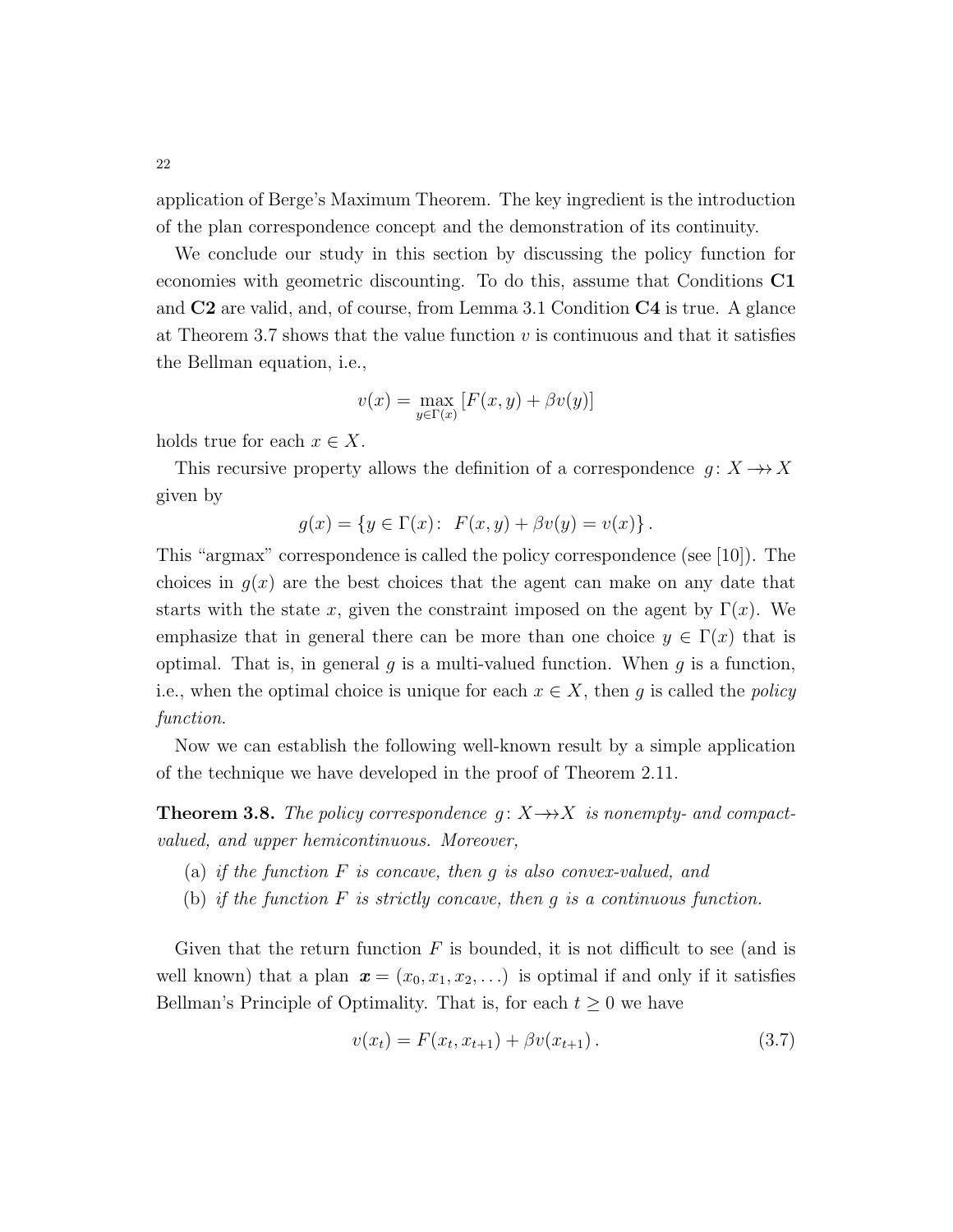application of Berge's Maximum Theorem. The key ingredient is the introduction of the plan correspondence concept and the demonstration of its continuity.

We conclude our study in this section by discussing the policy function for economies with geometric discounting. To do this, assume that Conditions **C1** and **C2** are valid, and, of course, from Lemma 3.1 Condition **C4** is true. A glance at Theorem 3.7 shows that the value function $v$ is continuous and that it satisfies the Bellman equation, i.e.,

$$v(x) = \max_{y \in \Gamma(x)} [F(x,y) + \beta v(y)]$$

holds true for each $x \in X$.

This recursive property allows the definition of a correspondence $g\colon X \twoheadrightarrow X$ given by

$$g(x) = \{y \in \Gamma(x)\colon \; F(x,y) + \beta v(y) = v(x)\}.$$

This "argmax" correspondence is called the policy correspondence (see [10]). The choices in $g(x)$ are the best choices that the agent can make on any date that starts with the state $x$, given the constraint imposed on the agent by $\Gamma(x)$. We emphasize that in general there can be more than one choice $y \in \Gamma(x)$ that is optimal. That is, in general $g$ is a multi-valued function. When $g$ is a function, i.e., when the optimal choice is unique for each $x \in X$, then $g$ is called the *policy function*.

Now we can establish the following well-known result by a simple application of the technique we have developed in the proof of Theorem 2.11.

**Theorem 3.8.** *The policy correspondence $g\colon X \twoheadrightarrow X$ is nonempty- and compact-valued, and upper hemicontinuous. Moreover,*

(a) *if the function $F$ is concave, then $g$ is also convex-valued, and*

(b) *if the function $F$ is strictly concave, then $g$ is a continuous function.*

Given that the return function $F$ is bounded, it is not difficult to see (and is well known) that a plan $\boldsymbol{x} = (x_0, x_1, x_2, \ldots)$ is optimal if and only if it satisfies Bellman's Principle of Optimality. That is, for each $t \geq 0$ we have

$$v(x_t) = F(x_t, x_{t+1}) + \beta v(x_{t+1}). \tag{3.7}$$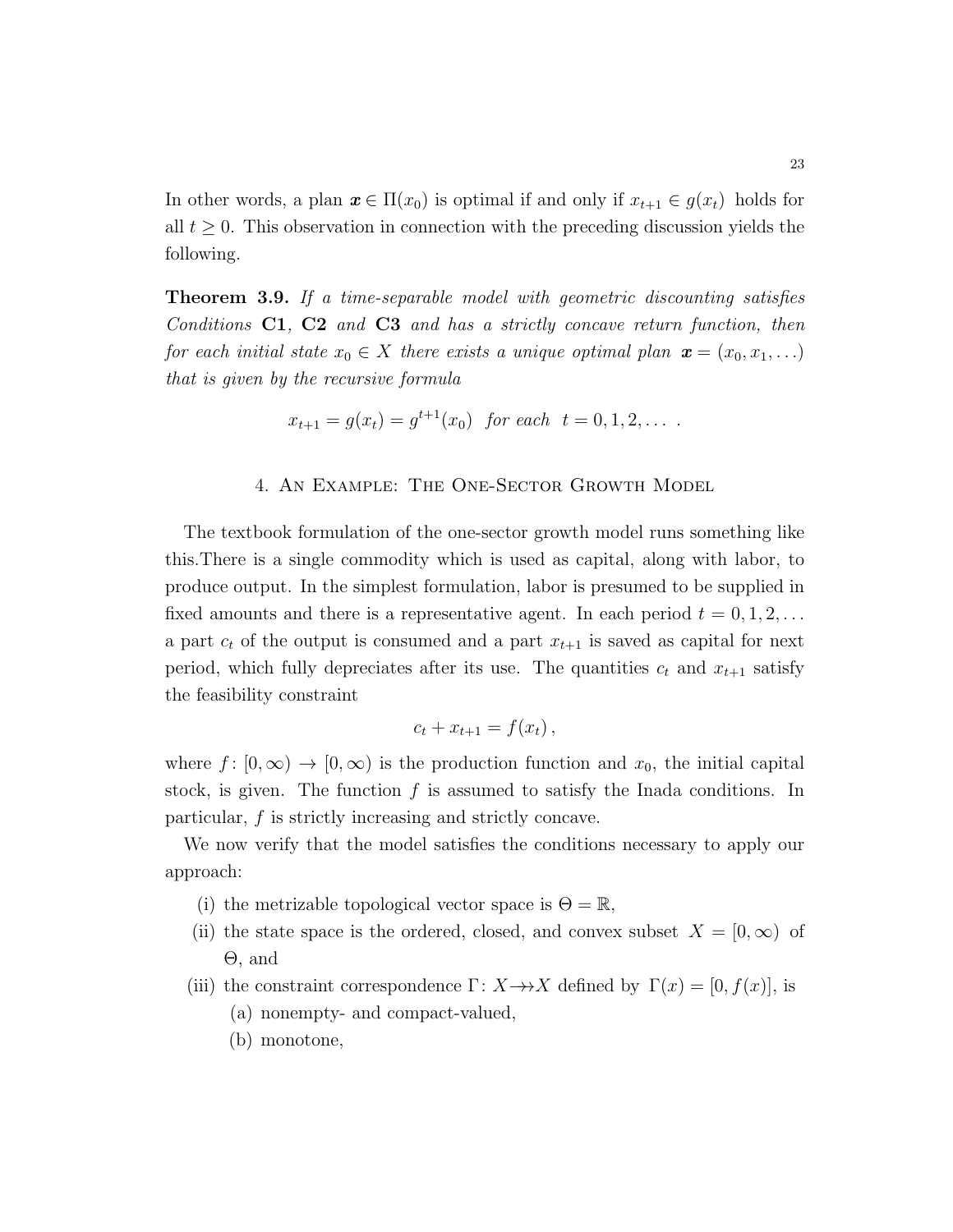In other words, a plan $\boldsymbol{x} \in \Pi(x_0)$ is optimal if and only if $x_{t+1} \in g(x_t)$ holds for all $t \geq 0$. This observation in connection with the preceding discussion yields the following.

**Theorem 3.9.** *If a time-separable model with geometric discounting satisfies Conditions* **C1***,* **C2** *and* **C3** *and has a strictly concave return function, then for each initial state $x_0 \in X$ there exists a unique optimal plan $\boldsymbol{x} = (x_0, x_1, \ldots)$ that is given by the recursive formula*

$$x_{t+1} = g(x_t) = g^{t+1}(x_0) \quad \textit{for each} \quad t = 0, 1, 2, \ldots \;.$$

## 4. An Example: The One-Sector Growth Model

The textbook formulation of the one-sector growth model runs something like this.There is a single commodity which is used as capital, along with labor, to produce output. In the simplest formulation, labor is presumed to be supplied in fixed amounts and there is a representative agent. In each period $t = 0, 1, 2, \ldots$ a part $c_t$ of the output is consumed and a part $x_{t+1}$ is saved as capital for next period, which fully depreciates after its use. The quantities $c_t$ and $x_{t+1}$ satisfy the feasibility constraint

$$c_t + x_{t+1} = f(x_t)\,,$$

where $f\colon [0, \infty) \to [0, \infty)$ is the production function and $x_0$, the initial capital stock, is given. The function $f$ is assumed to satisfy the Inada conditions. In particular, $f$ is strictly increasing and strictly concave.

We now verify that the model satisfies the conditions necessary to apply our approach:

(i) the metrizable topological vector space is $\Theta = \mathbb{R}$,

(ii) the state space is the ordered, closed, and convex subset $X = [0, \infty)$ of $\Theta$, and

(iii) the constraint correspondence $\Gamma\colon X \twoheadrightarrow X$ defined by $\Gamma(x) = [0, f(x)]$, is

  (a) nonempty- and compact-valued,

  (b) monotone,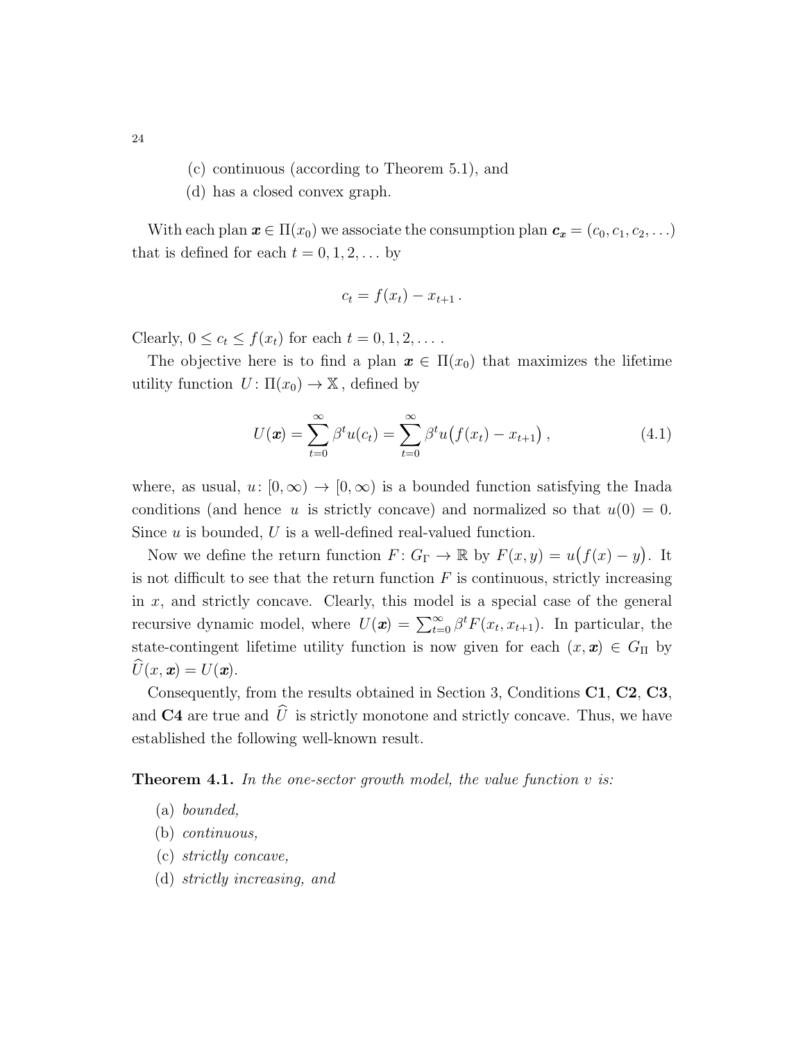(c) continuous (according to Theorem 5.1), and

(d) has a closed convex graph.

With each plan $\boldsymbol{x} \in \Pi(x_0)$ we associate the consumption plan $\boldsymbol{c_x} = (c_0, c_1, c_2, \ldots)$ that is defined for each $t = 0, 1, 2, \ldots$ by

$$c_t = f(x_t) - x_{t+1}\,.$$

Clearly, $0 \le c_t \le f(x_t)$ for each $t = 0, 1, 2, \ldots$ .

The objective here is to find a plan $\boldsymbol{x} \in \Pi(x_0)$ that maximizes the lifetime utility function $U\colon \Pi(x_0) \to \mathbb{X}$, defined by

$$U(\boldsymbol{x}) = \sum_{t=0}^{\infty} \beta^t u(c_t) = \sum_{t=0}^{\infty} \beta^t u\big(f(x_t) - x_{t+1}\big)\,, \tag{4.1}$$

where, as usual, $u\colon [0,\infty) \to [0,\infty)$ is a bounded function satisfying the Inada conditions (and hence $u$ is strictly concave) and normalized so that $u(0) = 0$. Since $u$ is bounded, $U$ is a well-defined real-valued function.

Now we define the return function $F\colon G_\Gamma \to \mathbb{R}$ by $F(x,y) = u\big(f(x) - y\big)$. It is not difficult to see that the return function $F$ is continuous, strictly increasing in $x$, and strictly concave. Clearly, this model is a special case of the general recursive dynamic model, where $U(\boldsymbol{x}) = \sum_{t=0}^{\infty} \beta^t F(x_t, x_{t+1})$. In particular, the state-contingent lifetime utility function is now given for each $(x, \boldsymbol{x}) \in G_\Pi$ by $\widehat{U}(x, \boldsymbol{x}) = U(\boldsymbol{x})$.

Consequently, from the results obtained in Section 3, Conditions **C1**, **C2**, **C3**, and **C4** are true and $\widehat{U}$ is strictly monotone and strictly concave. Thus, we have established the following well-known result.

**Theorem 4.1.** *In the one-sector growth model, the value function $v$ is:*

(a) *bounded,*

(b) *continuous,*

(c) *strictly concave,*

(d) *strictly increasing, and*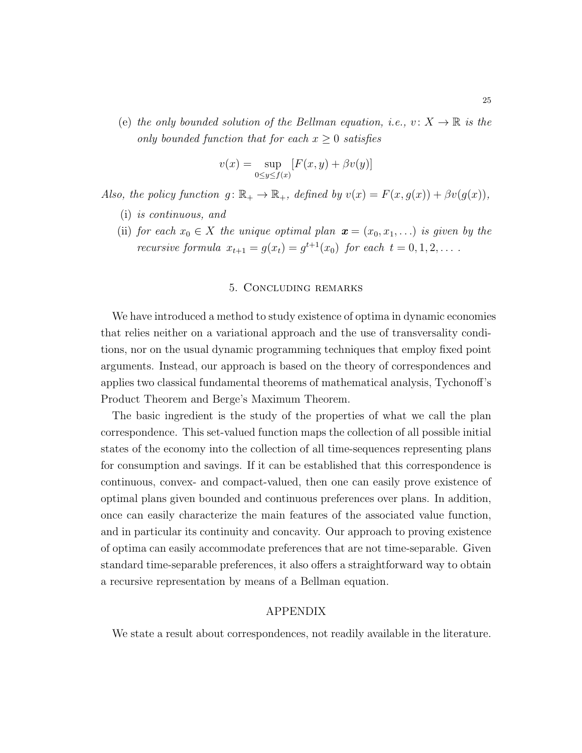(e) *the only bounded solution of the Bellman equation, i.e., $v\colon X \to \mathbb{R}$ is the only bounded function that for each $x \geq 0$ satisfies*

$$v(x) = \sup_{0 \leq y \leq f(x)} [F(x, y) + \beta v(y)]$$

*Also, the policy function $g\colon \mathbb{R}_+ \to \mathbb{R}_+$, defined by $v(x) = F(x, g(x)) + \beta v(g(x))$,*

(i) *is continuous, and*

(ii) *for each $x_0 \in X$ the unique optimal plan $\boldsymbol{x} = (x_0, x_1, \ldots)$ is given by the recursive formula $x_{t+1} = g(x_t) = g^{t+1}(x_0)$ for each $t = 0, 1, 2, \ldots$ .*

## 5. Concluding remarks

We have introduced a method to study existence of optima in dynamic economies that relies neither on a variational approach and the use of transversality conditions, nor on the usual dynamic programming techniques that employ fixed point arguments. Instead, our approach is based on the theory of correspondences and applies two classical fundamental theorems of mathematical analysis, Tychonoff's Product Theorem and Berge's Maximum Theorem.

The basic ingredient is the study of the properties of what we call the plan correspondence. This set-valued function maps the collection of all possible initial states of the economy into the collection of all time-sequences representing plans for consumption and savings. If it can be established that this correspondence is continuous, convex- and compact-valued, then one can easily prove existence of optimal plans given bounded and continuous preferences over plans. In addition, once can easily characterize the main features of the associated value function, and in particular its continuity and concavity. Our approach to proving existence of optima can easily accommodate preferences that are not time-separable. Given standard time-separable preferences, it also offers a straightforward way to obtain a recursive representation by means of a Bellman equation.

## APPENDIX

We state a result about correspondences, not readily available in the literature.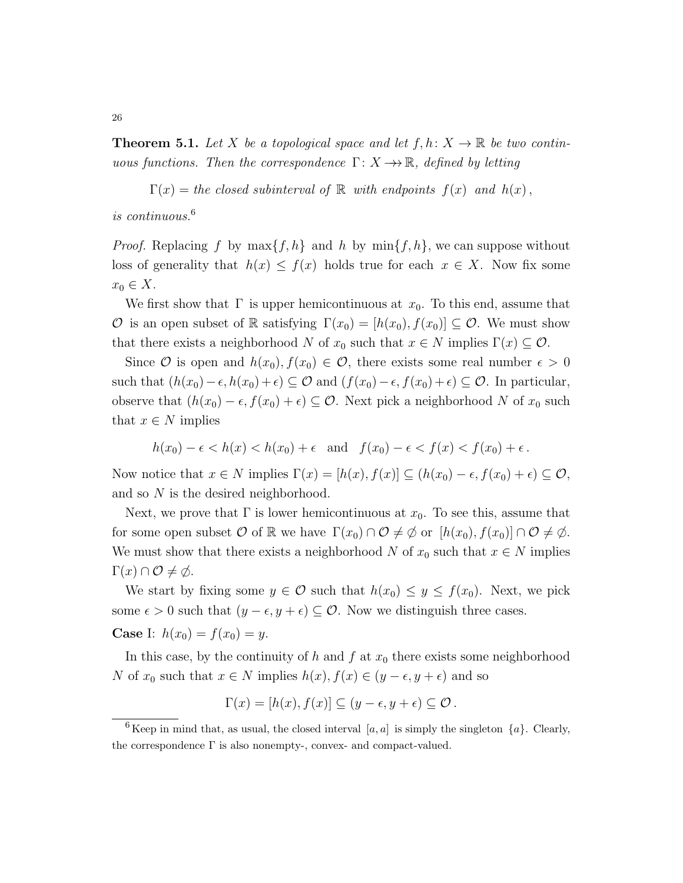**Theorem 5.1.** *Let $X$ be a topological space and let $f, h\colon X \to \mathbb{R}$ be two continuous functions. Then the correspondence $\Gamma\colon X \twoheadrightarrow \mathbb{R}$, defined by letting*

$$\Gamma(x) = \text{the closed subinterval of } \mathbb{R} \text{ with endpoints } f(x) \text{ and } h(x)\,,$$

*is continuous.*[6]

*Proof.* Replacing $f$ by $\max\{f, h\}$ and $h$ by $\min\{f, h\}$, we can suppose without loss of generality that $h(x) \le f(x)$ holds true for each $x \in X$. Now fix some $x_0 \in X$.

We first show that $\Gamma$ is upper hemicontinuous at $x_0$. To this end, assume that $\mathcal{O}$ is an open subset of $\mathbb{R}$ satisfying $\Gamma(x_0) = [h(x_0), f(x_0)] \subseteq \mathcal{O}$. We must show that there exists a neighborhood $N$ of $x_0$ such that $x \in N$ implies $\Gamma(x) \subseteq \mathcal{O}$.

Since $\mathcal{O}$ is open and $h(x_0), f(x_0) \in \mathcal{O}$, there exists some real number $\epsilon > 0$ such that $(h(x_0) - \epsilon, h(x_0) + \epsilon) \subseteq \mathcal{O}$ and $(f(x_0) - \epsilon, f(x_0) + \epsilon) \subseteq \mathcal{O}$. In particular, observe that $(h(x_0) - \epsilon, f(x_0) + \epsilon) \subseteq \mathcal{O}$. Next pick a neighborhood $N$ of $x_0$ such that $x \in N$ implies

$$h(x_0) - \epsilon < h(x) < h(x_0) + \epsilon \quad \text{and} \quad f(x_0) - \epsilon < f(x) < f(x_0) + \epsilon\,.$$

Now notice that $x \in N$ implies $\Gamma(x) = [h(x), f(x)] \subseteq (h(x_0) - \epsilon, f(x_0) + \epsilon) \subseteq \mathcal{O}$, and so $N$ is the desired neighborhood.

Next, we prove that $\Gamma$ is lower hemicontinuous at $x_0$. To see this, assume that for some open subset $\mathcal{O}$ of $\mathbb{R}$ we have $\Gamma(x_0) \cap \mathcal{O} \neq \emptyset$ or $[h(x_0), f(x_0)] \cap \mathcal{O} \neq \emptyset$. We must show that there exists a neighborhood $N$ of $x_0$ such that $x \in N$ implies $\Gamma(x) \cap \mathcal{O} \neq \emptyset$.

We start by fixing some $y \in \mathcal{O}$ such that $h(x_0) \le y \le f(x_0)$. Next, we pick some $\epsilon > 0$ such that $(y - \epsilon, y + \epsilon) \subseteq \mathcal{O}$. Now we distinguish three cases.

**Case** I: $h(x_0) = f(x_0) = y$.

In this case, by the continuity of $h$ and $f$ at $x_0$ there exists some neighborhood $N$ of $x_0$ such that $x \in N$ implies $h(x), f(x) \in (y - \epsilon, y + \epsilon)$ and so

$$\Gamma(x) = [h(x), f(x)] \subseteq (y - \epsilon, y + \epsilon) \subseteq \mathcal{O}\,.$$

---

[6] Keep in mind that, as usual, the closed interval $[a, a]$ is simply the singleton $\{a\}$. Clearly, the correspondence $\Gamma$ is also nonempty-, convex- and compact-valued.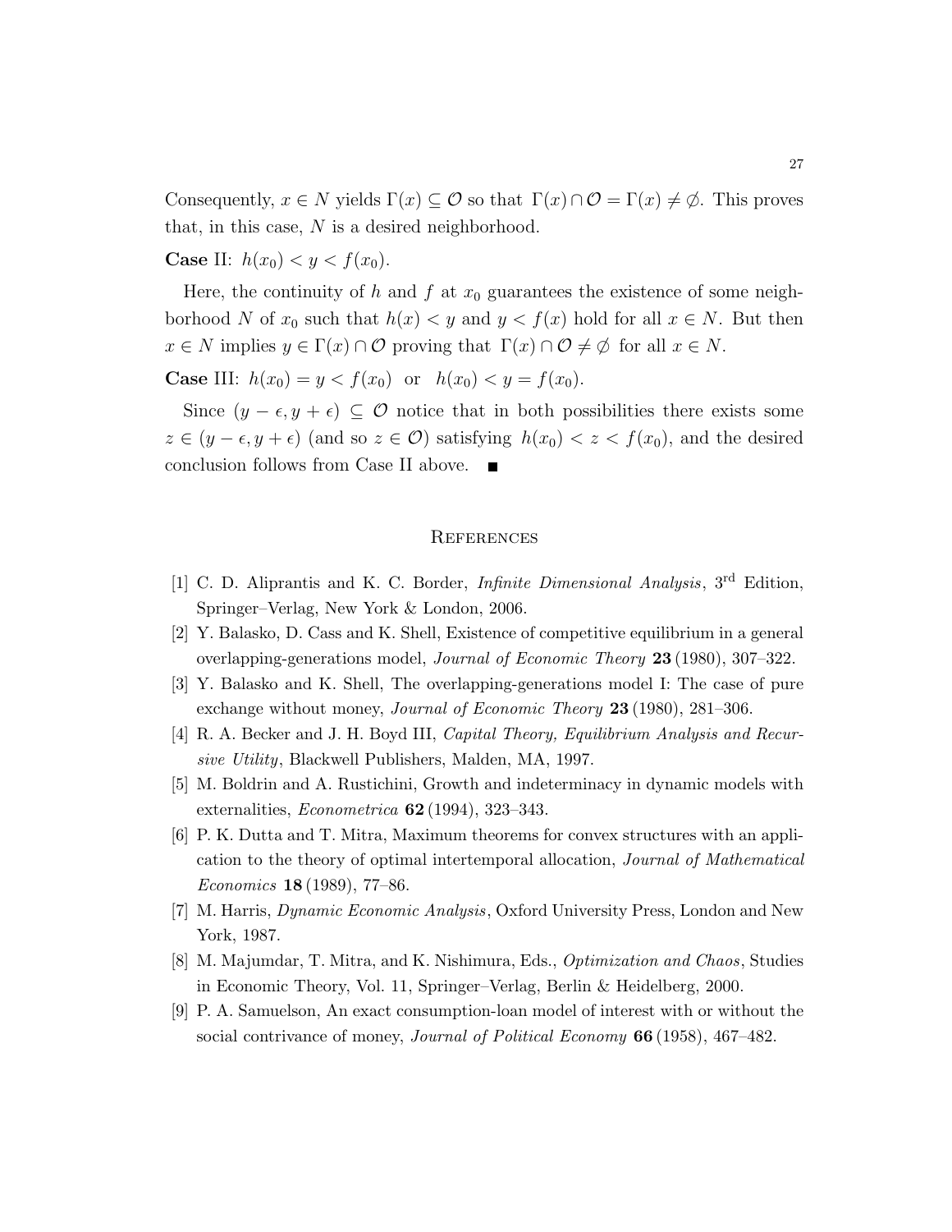Consequently, $x \in N$ yields $\Gamma(x) \subseteq \mathcal{O}$ so that $\Gamma(x) \cap \mathcal{O} = \Gamma(x) \neq \emptyset$. This proves that, in this case, $N$ is a desired neighborhood.

**Case** II: $h(x_0) < y < f(x_0)$.

Here, the continuity of $h$ and $f$ at $x_0$ guarantees the existence of some neighborhood $N$ of $x_0$ such that $h(x) < y$ and $y < f(x)$ hold for all $x \in N$. But then $x \in N$ implies $y \in \Gamma(x) \cap \mathcal{O}$ proving that $\Gamma(x) \cap \mathcal{O} \neq \emptyset$ for all $x \in N$.

**Case** III: $h(x_0) = y < f(x_0)$ or $h(x_0) < y = f(x_0)$.

Since $(y - \epsilon, y + \epsilon) \subseteq \mathcal{O}$ notice that in both possibilities there exists some $z \in (y - \epsilon, y + \epsilon)$ (and so $z \in \mathcal{O}$) satisfying $h(x_0) < z < f(x_0)$, and the desired conclusion follows from Case II above. ■

## References

[1] C. D. Aliprantis and K. C. Border, *Infinite Dimensional Analysis*, 3rd Edition, Springer–Verlag, New York & London, 2006.

[2] Y. Balasko, D. Cass and K. Shell, Existence of competitive equilibrium in a general overlapping-generations model, *Journal of Economic Theory* **23** (1980), 307–322.

[3] Y. Balasko and K. Shell, The overlapping-generations model I: The case of pure exchange without money, *Journal of Economic Theory* **23** (1980), 281–306.

[4] R. A. Becker and J. H. Boyd III, *Capital Theory, Equilibrium Analysis and Recursive Utility*, Blackwell Publishers, Malden, MA, 1997.

[5] M. Boldrin and A. Rustichini, Growth and indeterminacy in dynamic models with externalities, *Econometrica* **62** (1994), 323–343.

[6] P. K. Dutta and T. Mitra, Maximum theorems for convex structures with an application to the theory of optimal intertemporal allocation, *Journal of Mathematical Economics* **18** (1989), 77–86.

[7] M. Harris, *Dynamic Economic Analysis*, Oxford University Press, London and New York, 1987.

[8] M. Majumdar, T. Mitra, and K. Nishimura, Eds., *Optimization and Chaos*, Studies in Economic Theory, Vol. 11, Springer–Verlag, Berlin & Heidelberg, 2000.

[9] P. A. Samuelson, An exact consumption-loan model of interest with or without the social contrivance of money, *Journal of Political Economy* **66** (1958), 467–482.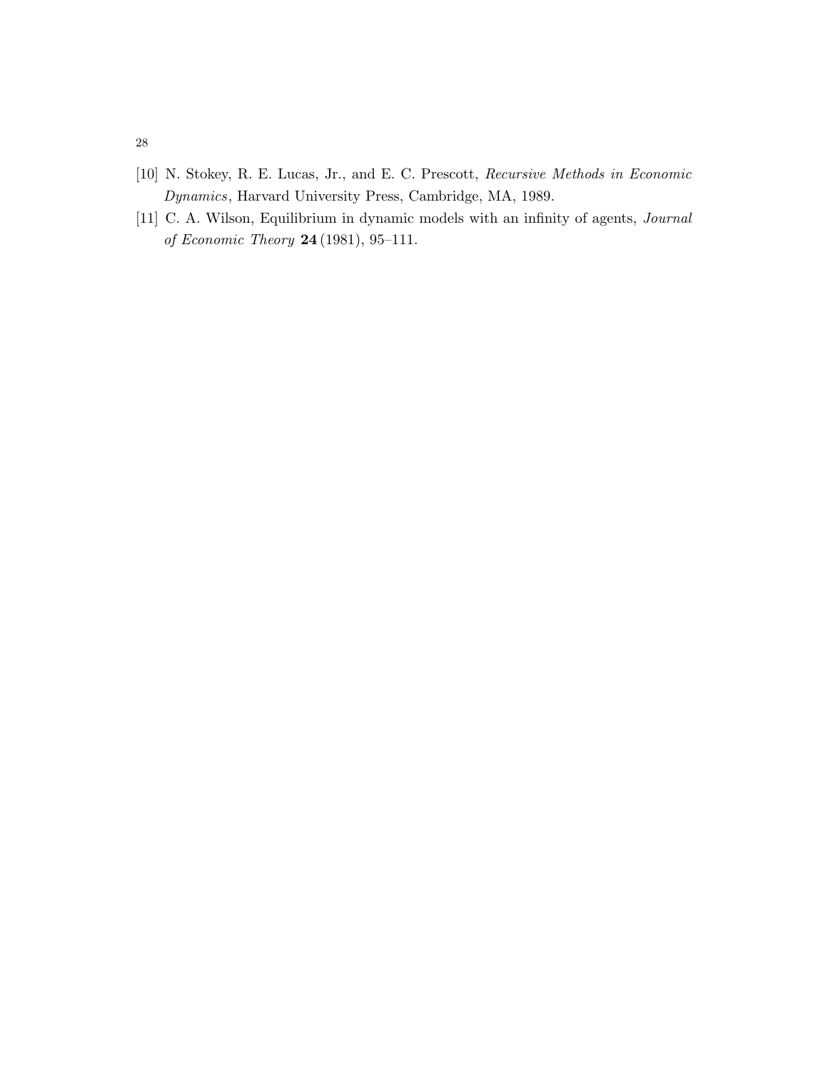[10] N. Stokey, R. E. Lucas, Jr., and E. C. Prescott, *Recursive Methods in Economic Dynamics*, Harvard University Press, Cambridge, MA, 1989.

[11] C. A. Wilson, Equilibrium in dynamic models with an infinity of agents, *Journal of Economic Theory* **24** (1981), 95–111.